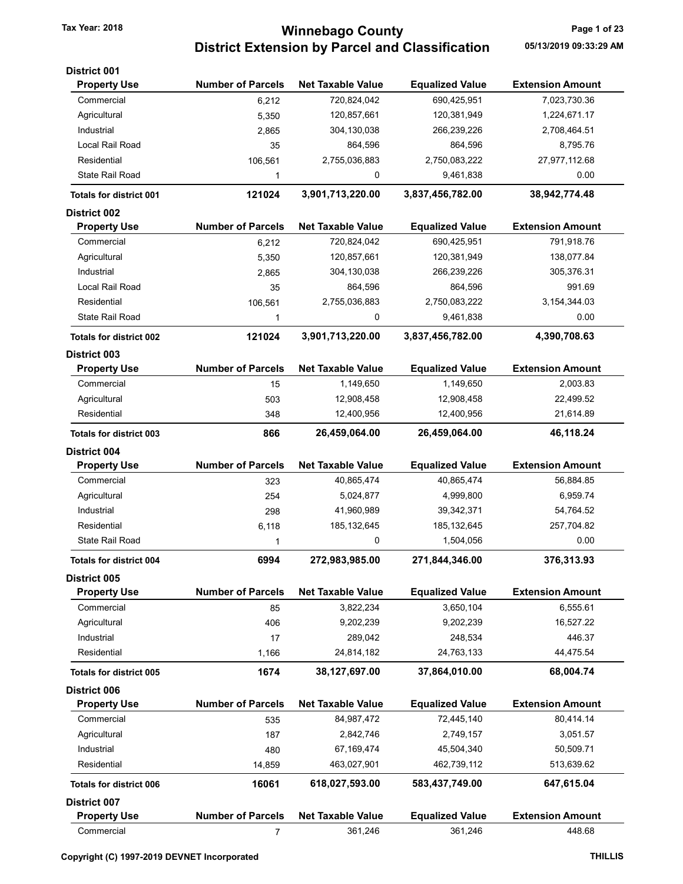# Winnebago County
## District Extension by Parcel and Classification

Tax Year: 2018

05/13/2019 09:33:29 AM

### District 001

| Property Use | Number of Parcels | Net Taxable Value | Equalized Value | Extension Amount |
|---|---|---|---|---|
| Commercial | 6,212 | 720,824,042 | 690,425,951 | 7,023,730.36 |
| Agricultural | 5,350 | 120,857,661 | 120,381,949 | 1,224,671.17 |
| Industrial | 2,865 | 304,130,038 | 266,239,226 | 2,708,464.51 |
| Local Rail Road | 35 | 864,596 | 864,596 | 8,795.76 |
| Residential | 106,561 | 2,755,036,883 | 2,750,083,222 | 27,977,112.68 |
| State Rail Road | 1 | 0 | 9,461,838 | 0.00 |
| **Totals for district 001** | **121024** | **3,901,713,220.00** | **3,837,456,782.00** | **38,942,774.48** |

### District 002

| Property Use | Number of Parcels | Net Taxable Value | Equalized Value | Extension Amount |
|---|---|---|---|---|
| Commercial | 6,212 | 720,824,042 | 690,425,951 | 791,918.76 |
| Agricultural | 5,350 | 120,857,661 | 120,381,949 | 138,077.84 |
| Industrial | 2,865 | 304,130,038 | 266,239,226 | 305,376.31 |
| Local Rail Road | 35 | 864,596 | 864,596 | 991.69 |
| Residential | 106,561 | 2,755,036,883 | 2,750,083,222 | 3,154,344.03 |
| State Rail Road | 1 | 0 | 9,461,838 | 0.00 |
| **Totals for district 002** | **121024** | **3,901,713,220.00** | **3,837,456,782.00** | **4,390,708.63** |

### District 003

| Property Use | Number of Parcels | Net Taxable Value | Equalized Value | Extension Amount |
|---|---|---|---|---|
| Commercial | 15 | 1,149,650 | 1,149,650 | 2,003.83 |
| Agricultural | 503 | 12,908,458 | 12,908,458 | 22,499.52 |
| Residential | 348 | 12,400,956 | 12,400,956 | 21,614.89 |
| **Totals for district 003** | **866** | **26,459,064.00** | **26,459,064.00** | **46,118.24** |

### District 004

| Property Use | Number of Parcels | Net Taxable Value | Equalized Value | Extension Amount |
|---|---|---|---|---|
| Commercial | 323 | 40,865,474 | 40,865,474 | 56,884.85 |
| Agricultural | 254 | 5,024,877 | 4,999,800 | 6,959.74 |
| Industrial | 298 | 41,960,989 | 39,342,371 | 54,764.52 |
| Residential | 6,118 | 185,132,645 | 185,132,645 | 257,704.82 |
| State Rail Road | 1 | 0 | 1,504,056 | 0.00 |
| **Totals for district 004** | **6994** | **272,983,985.00** | **271,844,346.00** | **376,313.93** |

### District 005

| Property Use | Number of Parcels | Net Taxable Value | Equalized Value | Extension Amount |
|---|---|---|---|---|
| Commercial | 85 | 3,822,234 | 3,650,104 | 6,555.61 |
| Agricultural | 406 | 9,202,239 | 9,202,239 | 16,527.22 |
| Industrial | 17 | 289,042 | 248,534 | 446.37 |
| Residential | 1,166 | 24,814,182 | 24,763,133 | 44,475.54 |
| **Totals for district 005** | **1674** | **38,127,697.00** | **37,864,010.00** | **68,004.74** |

### District 006

| Property Use | Number of Parcels | Net Taxable Value | Equalized Value | Extension Amount |
|---|---|---|---|---|
| Commercial | 535 | 84,987,472 | 72,445,140 | 80,414.14 |
| Agricultural | 187 | 2,842,746 | 2,749,157 | 3,051.57 |
| Industrial | 480 | 67,169,474 | 45,504,340 | 50,509.71 |
| Residential | 14,859 | 463,027,901 | 462,739,112 | 513,639.62 |
| **Totals for district 006** | **16061** | **618,027,593.00** | **583,437,749.00** | **647,615.04** |

### District 007

| Property Use | Number of Parcels | Net Taxable Value | Equalized Value | Extension Amount |
|---|---|---|---|---|
| Commercial | 7 | 361,246 | 361,246 | 448.68 |

Copyright (C) 1997-2019 DEVNET Incorporated

THILLIS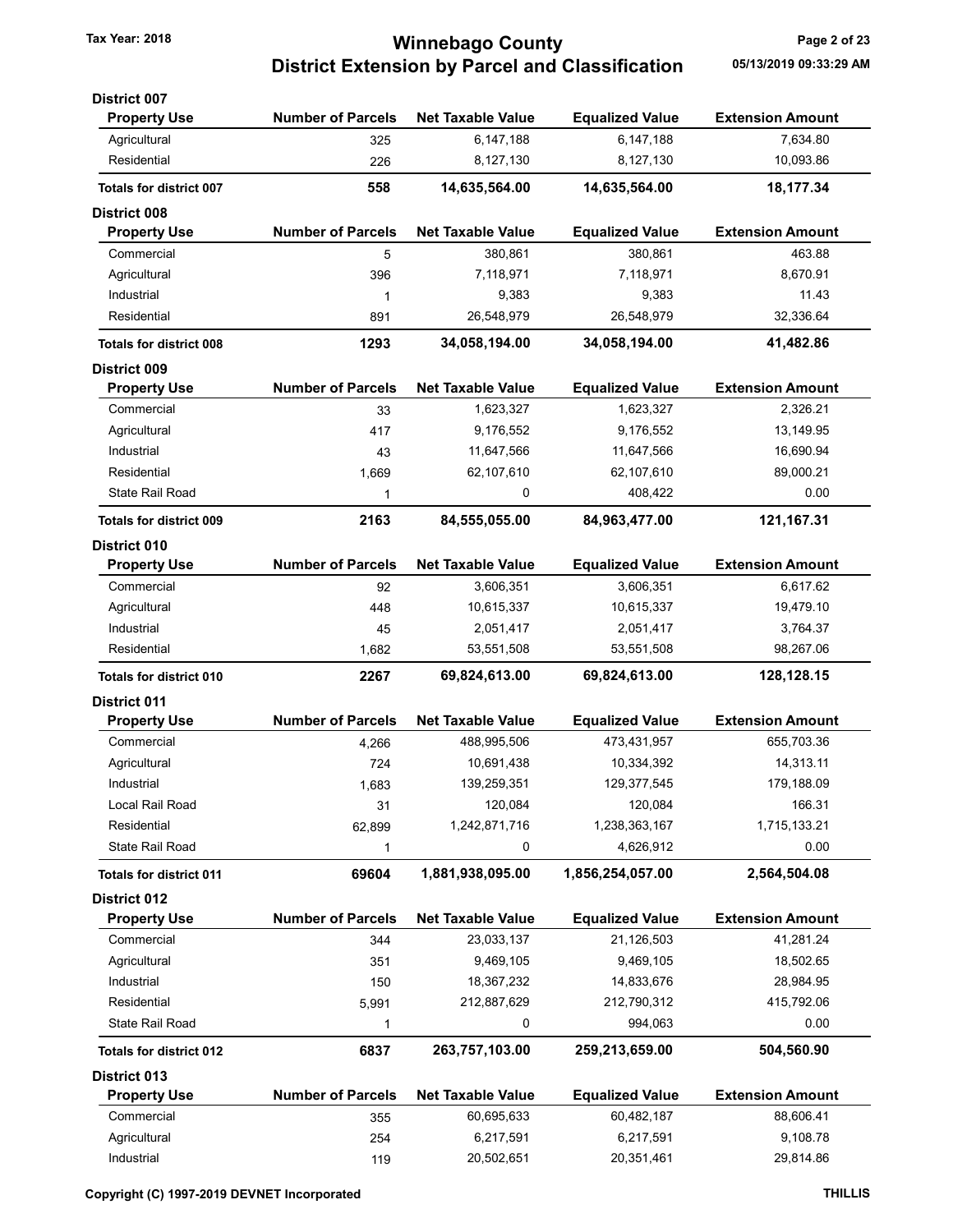# Winnebago County
## District Extension by Parcel and Classification

Tax Year: 2018

### District 007

| Property Use | Number of Parcels | Net Taxable Value | Equalized Value | Extension Amount |
|---|---|---|---|---|
| Agricultural | 325 | 6,147,188 | 6,147,188 | 7,634.80 |
| Residential | 226 | 8,127,130 | 8,127,130 | 10,093.86 |
| **Totals for district 007** | **558** | **14,635,564.00** | **14,635,564.00** | **18,177.34** |

### District 008

| Property Use | Number of Parcels | Net Taxable Value | Equalized Value | Extension Amount |
|---|---|---|---|---|
| Commercial | 5 | 380,861 | 380,861 | 463.88 |
| Agricultural | 396 | 7,118,971 | 7,118,971 | 8,670.91 |
| Industrial | 1 | 9,383 | 9,383 | 11.43 |
| Residential | 891 | 26,548,979 | 26,548,979 | 32,336.64 |
| **Totals for district 008** | **1293** | **34,058,194.00** | **34,058,194.00** | **41,482.86** |

### District 009

| Property Use | Number of Parcels | Net Taxable Value | Equalized Value | Extension Amount |
|---|---|---|---|---|
| Commercial | 33 | 1,623,327 | 1,623,327 | 2,326.21 |
| Agricultural | 417 | 9,176,552 | 9,176,552 | 13,149.95 |
| Industrial | 43 | 11,647,566 | 11,647,566 | 16,690.94 |
| Residential | 1,669 | 62,107,610 | 62,107,610 | 89,000.21 |
| State Rail Road | 1 | 0 | 408,422 | 0.00 |
| **Totals for district 009** | **2163** | **84,555,055.00** | **84,963,477.00** | **121,167.31** |

### District 010

| Property Use | Number of Parcels | Net Taxable Value | Equalized Value | Extension Amount |
|---|---|---|---|---|
| Commercial | 92 | 3,606,351 | 3,606,351 | 6,617.62 |
| Agricultural | 448 | 10,615,337 | 10,615,337 | 19,479.10 |
| Industrial | 45 | 2,051,417 | 2,051,417 | 3,764.37 |
| Residential | 1,682 | 53,551,508 | 53,551,508 | 98,267.06 |
| **Totals for district 010** | **2267** | **69,824,613.00** | **69,824,613.00** | **128,128.15** |

### District 011

| Property Use | Number of Parcels | Net Taxable Value | Equalized Value | Extension Amount |
|---|---|---|---|---|
| Commercial | 4,266 | 488,995,506 | 473,431,957 | 655,703.36 |
| Agricultural | 724 | 10,691,438 | 10,334,392 | 14,313.11 |
| Industrial | 1,683 | 139,259,351 | 129,377,545 | 179,188.09 |
| Local Rail Road | 31 | 120,084 | 120,084 | 166.31 |
| Residential | 62,899 | 1,242,871,716 | 1,238,363,167 | 1,715,133.21 |
| State Rail Road | 1 | 0 | 4,626,912 | 0.00 |
| **Totals for district 011** | **69604** | **1,881,938,095.00** | **1,856,254,057.00** | **2,564,504.08** |

### District 012

| Property Use | Number of Parcels | Net Taxable Value | Equalized Value | Extension Amount |
|---|---|---|---|---|
| Commercial | 344 | 23,033,137 | 21,126,503 | 41,281.24 |
| Agricultural | 351 | 9,469,105 | 9,469,105 | 18,502.65 |
| Industrial | 150 | 18,367,232 | 14,833,676 | 28,984.95 |
| Residential | 5,991 | 212,887,629 | 212,790,312 | 415,792.06 |
| State Rail Road | 1 | 0 | 994,063 | 0.00 |
| **Totals for district 012** | **6837** | **263,757,103.00** | **259,213,659.00** | **504,560.90** |

### District 013

| Property Use | Number of Parcels | Net Taxable Value | Equalized Value | Extension Amount |
|---|---|---|---|---|
| Commercial | 355 | 60,695,633 | 60,482,187 | 88,606.41 |
| Agricultural | 254 | 6,217,591 | 6,217,591 | 9,108.78 |
| Industrial | 119 | 20,502,651 | 20,351,461 | 29,814.86 |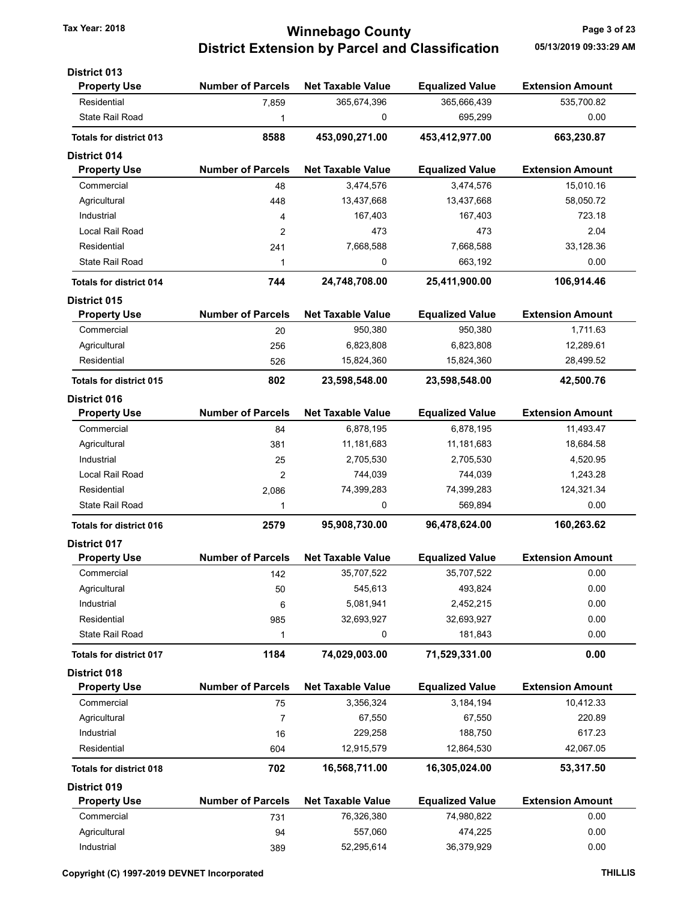**Tax Year: 2018**

# Winnebago County
## District Extension by Parcel and Classification

05/13/2019 09:33:29 AM

### District 013

| Property Use | Number of Parcels | Net Taxable Value | Equalized Value | Extension Amount |
|---|---|---|---|---|
| Residential | 7,859 | 365,674,396 | 365,666,439 | 535,700.82 |
| State Rail Road | 1 | 0 | 695,299 | 0.00 |
| **Totals for district 013** | **8588** | **453,090,271.00** | **453,412,977.00** | **663,230.87** |

### District 014

| Property Use | Number of Parcels | Net Taxable Value | Equalized Value | Extension Amount |
|---|---|---|---|---|
| Commercial | 48 | 3,474,576 | 3,474,576 | 15,010.16 |
| Agricultural | 448 | 13,437,668 | 13,437,668 | 58,050.72 |
| Industrial | 4 | 167,403 | 167,403 | 723.18 |
| Local Rail Road | 2 | 473 | 473 | 2.04 |
| Residential | 241 | 7,668,588 | 7,668,588 | 33,128.36 |
| State Rail Road | 1 | 0 | 663,192 | 0.00 |
| **Totals for district 014** | **744** | **24,748,708.00** | **25,411,900.00** | **106,914.46** |

### District 015

| Property Use | Number of Parcels | Net Taxable Value | Equalized Value | Extension Amount |
|---|---|---|---|---|
| Commercial | 20 | 950,380 | 950,380 | 1,711.63 |
| Agricultural | 256 | 6,823,808 | 6,823,808 | 12,289.61 |
| Residential | 526 | 15,824,360 | 15,824,360 | 28,499.52 |
| **Totals for district 015** | **802** | **23,598,548.00** | **23,598,548.00** | **42,500.76** |

### District 016

| Property Use | Number of Parcels | Net Taxable Value | Equalized Value | Extension Amount |
|---|---|---|---|---|
| Commercial | 84 | 6,878,195 | 6,878,195 | 11,493.47 |
| Agricultural | 381 | 11,181,683 | 11,181,683 | 18,684.58 |
| Industrial | 25 | 2,705,530 | 2,705,530 | 4,520.95 |
| Local Rail Road | 2 | 744,039 | 744,039 | 1,243.28 |
| Residential | 2,086 | 74,399,283 | 74,399,283 | 124,321.34 |
| State Rail Road | 1 | 0 | 569,894 | 0.00 |
| **Totals for district 016** | **2579** | **95,908,730.00** | **96,478,624.00** | **160,263.62** |

### District 017

| Property Use | Number of Parcels | Net Taxable Value | Equalized Value | Extension Amount |
|---|---|---|---|---|
| Commercial | 142 | 35,707,522 | 35,707,522 | 0.00 |
| Agricultural | 50 | 545,613 | 493,824 | 0.00 |
| Industrial | 6 | 5,081,941 | 2,452,215 | 0.00 |
| Residential | 985 | 32,693,927 | 32,693,927 | 0.00 |
| State Rail Road | 1 | 0 | 181,843 | 0.00 |
| **Totals for district 017** | **1184** | **74,029,003.00** | **71,529,331.00** | **0.00** |

### District 018

| Property Use | Number of Parcels | Net Taxable Value | Equalized Value | Extension Amount |
|---|---|---|---|---|
| Commercial | 75 | 3,356,324 | 3,184,194 | 10,412.33 |
| Agricultural | 7 | 67,550 | 67,550 | 220.89 |
| Industrial | 16 | 229,258 | 188,750 | 617.23 |
| Residential | 604 | 12,915,579 | 12,864,530 | 42,067.05 |
| **Totals for district 018** | **702** | **16,568,711.00** | **16,305,024.00** | **53,317.50** |

### District 019

| Property Use | Number of Parcels | Net Taxable Value | Equalized Value | Extension Amount |
|---|---|---|---|---|
| Commercial | 731 | 76,326,380 | 74,980,822 | 0.00 |
| Agricultural | 94 | 557,060 | 474,225 | 0.00 |
| Industrial | 389 | 52,295,614 | 36,379,929 | 0.00 |

Copyright (C) 1997-2019 DEVNET Incorporated

THILLIS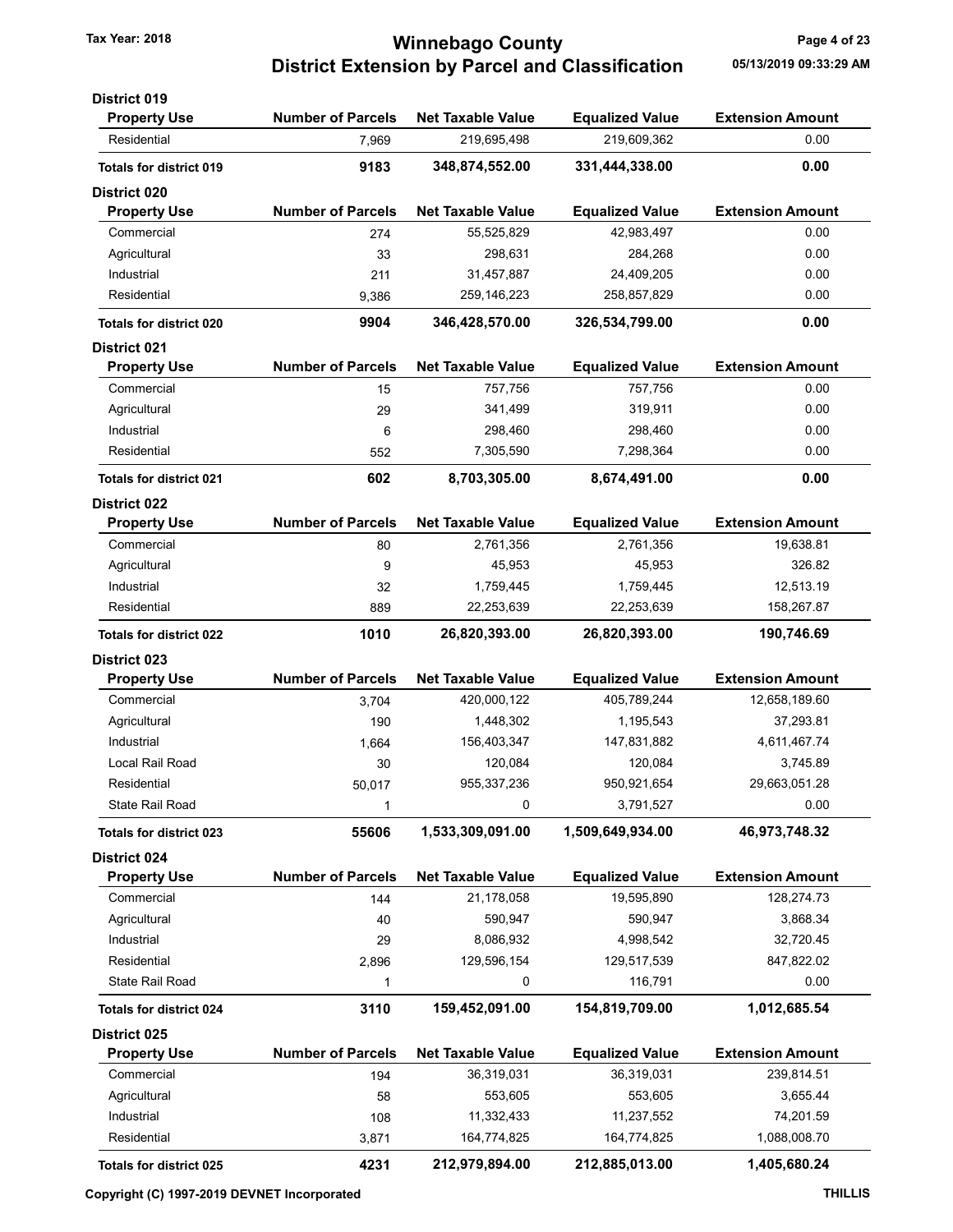# Winnebago County
## District Extension by Parcel and Classification

Tax Year: 2018

05/13/2019 09:33:29 AM

### District 019

| Property Use | Number of Parcels | Net Taxable Value | Equalized Value | Extension Amount |
|---|---|---|---|---|
| Residential | 7,969 | 219,695,498 | 219,609,362 | 0.00 |
| **Totals for district 019** | **9183** | **348,874,552.00** | **331,444,338.00** | **0.00** |

### District 020

| Property Use | Number of Parcels | Net Taxable Value | Equalized Value | Extension Amount |
|---|---|---|---|---|
| Commercial | 274 | 55,525,829 | 42,983,497 | 0.00 |
| Agricultural | 33 | 298,631 | 284,268 | 0.00 |
| Industrial | 211 | 31,457,887 | 24,409,205 | 0.00 |
| Residential | 9,386 | 259,146,223 | 258,857,829 | 0.00 |
| **Totals for district 020** | **9904** | **346,428,570.00** | **326,534,799.00** | **0.00** |

### District 021

| Property Use | Number of Parcels | Net Taxable Value | Equalized Value | Extension Amount |
|---|---|---|---|---|
| Commercial | 15 | 757,756 | 757,756 | 0.00 |
| Agricultural | 29 | 341,499 | 319,911 | 0.00 |
| Industrial | 6 | 298,460 | 298,460 | 0.00 |
| Residential | 552 | 7,305,590 | 7,298,364 | 0.00 |
| **Totals for district 021** | **602** | **8,703,305.00** | **8,674,491.00** | **0.00** |

### District 022

| Property Use | Number of Parcels | Net Taxable Value | Equalized Value | Extension Amount |
|---|---|---|---|---|
| Commercial | 80 | 2,761,356 | 2,761,356 | 19,638.81 |
| Agricultural | 9 | 45,953 | 45,953 | 326.82 |
| Industrial | 32 | 1,759,445 | 1,759,445 | 12,513.19 |
| Residential | 889 | 22,253,639 | 22,253,639 | 158,267.87 |
| **Totals for district 022** | **1010** | **26,820,393.00** | **26,820,393.00** | **190,746.69** |

### District 023

| Property Use | Number of Parcels | Net Taxable Value | Equalized Value | Extension Amount |
|---|---|---|---|---|
| Commercial | 3,704 | 420,000,122 | 405,789,244 | 12,658,189.60 |
| Agricultural | 190 | 1,448,302 | 1,195,543 | 37,293.81 |
| Industrial | 1,664 | 156,403,347 | 147,831,882 | 4,611,467.74 |
| Local Rail Road | 30 | 120,084 | 120,084 | 3,745.89 |
| Residential | 50,017 | 955,337,236 | 950,921,654 | 29,663,051.28 |
| State Rail Road | 1 | 0 | 3,791,527 | 0.00 |
| **Totals for district 023** | **55606** | **1,533,309,091.00** | **1,509,649,934.00** | **46,973,748.32** |

### District 024

| Property Use | Number of Parcels | Net Taxable Value | Equalized Value | Extension Amount |
|---|---|---|---|---|
| Commercial | 144 | 21,178,058 | 19,595,890 | 128,274.73 |
| Agricultural | 40 | 590,947 | 590,947 | 3,868.34 |
| Industrial | 29 | 8,086,932 | 4,998,542 | 32,720.45 |
| Residential | 2,896 | 129,596,154 | 129,517,539 | 847,822.02 |
| State Rail Road | 1 | 0 | 116,791 | 0.00 |
| **Totals for district 024** | **3110** | **159,452,091.00** | **154,819,709.00** | **1,012,685.54** |

### District 025

| Property Use | Number of Parcels | Net Taxable Value | Equalized Value | Extension Amount |
|---|---|---|---|---|
| Commercial | 194 | 36,319,031 | 36,319,031 | 239,814.51 |
| Agricultural | 58 | 553,605 | 553,605 | 3,655.44 |
| Industrial | 108 | 11,332,433 | 11,237,552 | 74,201.59 |
| Residential | 3,871 | 164,774,825 | 164,774,825 | 1,088,008.70 |
| **Totals for district 025** | **4231** | **212,979,894.00** | **212,885,013.00** | **1,405,680.24** |

Copyright (C) 1997-2019 DEVNET Incorporated — THILLIS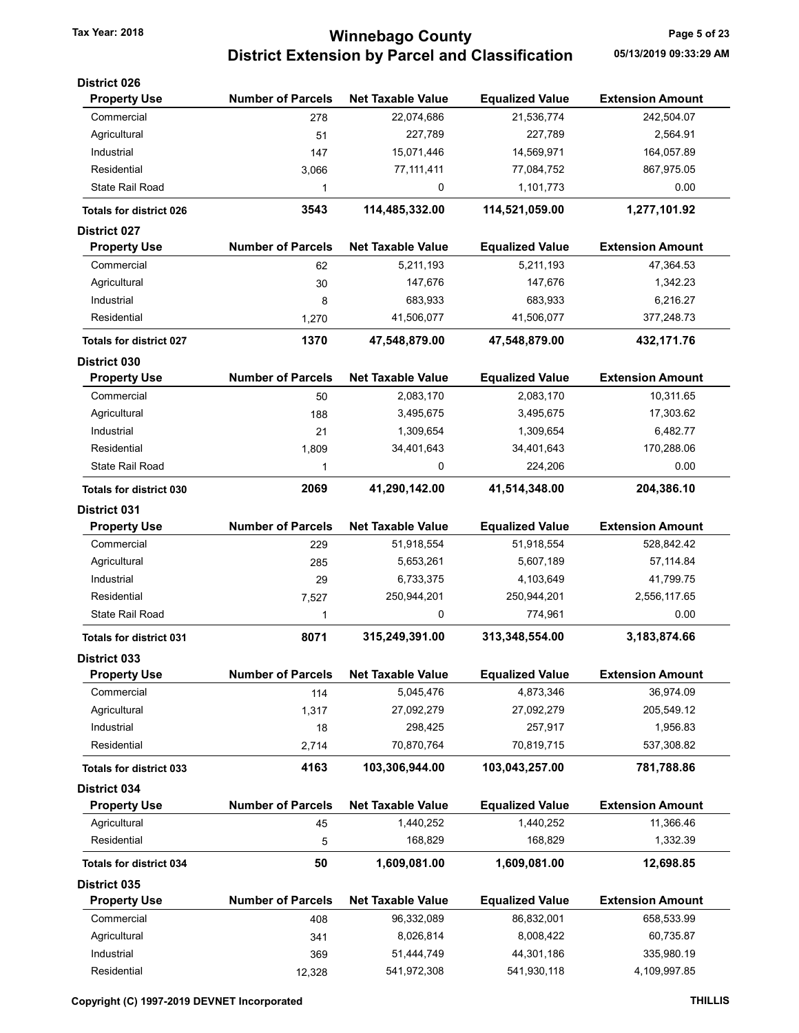## Winnebago County
## District Extension by Parcel and Classification

Tax Year: 2018

05/13/2019 09:33:29 AM

### District 026

| Property Use | Number of Parcels | Net Taxable Value | Equalized Value | Extension Amount |
|---|---|---|---|---|
| Commercial | 278 | 22,074,686 | 21,536,774 | 242,504.07 |
| Agricultural | 51 | 227,789 | 227,789 | 2,564.91 |
| Industrial | 147 | 15,071,446 | 14,569,971 | 164,057.89 |
| Residential | 3,066 | 77,111,411 | 77,084,752 | 867,975.05 |
| State Rail Road | 1 | 0 | 1,101,773 | 0.00 |
| **Totals for district 026** | **3543** | **114,485,332.00** | **114,521,059.00** | **1,277,101.92** |

### District 027

| Property Use | Number of Parcels | Net Taxable Value | Equalized Value | Extension Amount |
|---|---|---|---|---|
| Commercial | 62 | 5,211,193 | 5,211,193 | 47,364.53 |
| Agricultural | 30 | 147,676 | 147,676 | 1,342.23 |
| Industrial | 8 | 683,933 | 683,933 | 6,216.27 |
| Residential | 1,270 | 41,506,077 | 41,506,077 | 377,248.73 |
| **Totals for district 027** | **1370** | **47,548,879.00** | **47,548,879.00** | **432,171.76** |

### District 030

| Property Use | Number of Parcels | Net Taxable Value | Equalized Value | Extension Amount |
|---|---|---|---|---|
| Commercial | 50 | 2,083,170 | 2,083,170 | 10,311.65 |
| Agricultural | 188 | 3,495,675 | 3,495,675 | 17,303.62 |
| Industrial | 21 | 1,309,654 | 1,309,654 | 6,482.77 |
| Residential | 1,809 | 34,401,643 | 34,401,643 | 170,288.06 |
| State Rail Road | 1 | 0 | 224,206 | 0.00 |
| **Totals for district 030** | **2069** | **41,290,142.00** | **41,514,348.00** | **204,386.10** |

### District 031

| Property Use | Number of Parcels | Net Taxable Value | Equalized Value | Extension Amount |
|---|---|---|---|---|
| Commercial | 229 | 51,918,554 | 51,918,554 | 528,842.42 |
| Agricultural | 285 | 5,653,261 | 5,607,189 | 57,114.84 |
| Industrial | 29 | 6,733,375 | 4,103,649 | 41,799.75 |
| Residential | 7,527 | 250,944,201 | 250,944,201 | 2,556,117.65 |
| State Rail Road | 1 | 0 | 774,961 | 0.00 |
| **Totals for district 031** | **8071** | **315,249,391.00** | **313,348,554.00** | **3,183,874.66** |

### District 033

| Property Use | Number of Parcels | Net Taxable Value | Equalized Value | Extension Amount |
|---|---|---|---|---|
| Commercial | 114 | 5,045,476 | 4,873,346 | 36,974.09 |
| Agricultural | 1,317 | 27,092,279 | 27,092,279 | 205,549.12 |
| Industrial | 18 | 298,425 | 257,917 | 1,956.83 |
| Residential | 2,714 | 70,870,764 | 70,819,715 | 537,308.82 |
| **Totals for district 033** | **4163** | **103,306,944.00** | **103,043,257.00** | **781,788.86** |

### District 034

| Property Use | Number of Parcels | Net Taxable Value | Equalized Value | Extension Amount |
|---|---|---|---|---|
| Agricultural | 45 | 1,440,252 | 1,440,252 | 11,366.46 |
| Residential | 5 | 168,829 | 168,829 | 1,332.39 |
| **Totals for district 034** | **50** | **1,609,081.00** | **1,609,081.00** | **12,698.85** |

### District 035

| Property Use | Number of Parcels | Net Taxable Value | Equalized Value | Extension Amount |
|---|---|---|---|---|
| Commercial | 408 | 96,332,089 | 86,832,001 | 658,533.99 |
| Agricultural | 341 | 8,026,814 | 8,008,422 | 60,735.87 |
| Industrial | 369 | 51,444,749 | 44,301,186 | 335,980.19 |
| Residential | 12,328 | 541,972,308 | 541,930,118 | 4,109,997.85 |

Copyright (C) 1997-2019 DEVNET Incorporated

THILLIS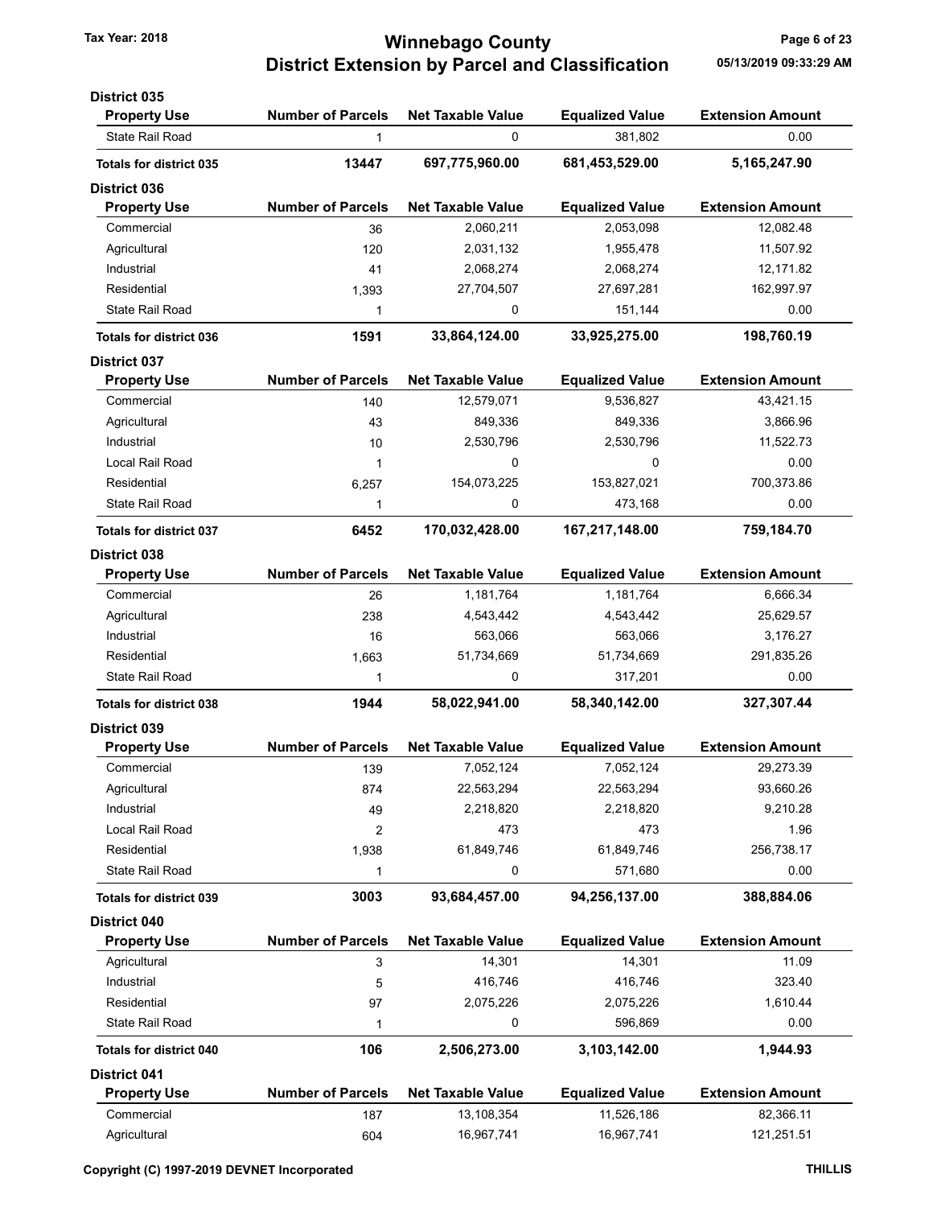# Winnebago County
## District Extension by Parcel and Classification

Tax Year: 2018

### District 035

| Property Use | Number of Parcels | Net Taxable Value | Equalized Value | Extension Amount |
|---|---|---|---|---|
| State Rail Road | 1 | 0 | 381,802 | 0.00 |
| **Totals for district 035** | **13447** | **697,775,960.00** | **681,453,529.00** | **5,165,247.90** |

### District 036

| Property Use | Number of Parcels | Net Taxable Value | Equalized Value | Extension Amount |
|---|---|---|---|---|
| Commercial | 36 | 2,060,211 | 2,053,098 | 12,082.48 |
| Agricultural | 120 | 2,031,132 | 1,955,478 | 11,507.92 |
| Industrial | 41 | 2,068,274 | 2,068,274 | 12,171.82 |
| Residential | 1,393 | 27,704,507 | 27,697,281 | 162,997.97 |
| State Rail Road | 1 | 0 | 151,144 | 0.00 |
| **Totals for district 036** | **1591** | **33,864,124.00** | **33,925,275.00** | **198,760.19** |

### District 037

| Property Use | Number of Parcels | Net Taxable Value | Equalized Value | Extension Amount |
|---|---|---|---|---|
| Commercial | 140 | 12,579,071 | 9,536,827 | 43,421.15 |
| Agricultural | 43 | 849,336 | 849,336 | 3,866.96 |
| Industrial | 10 | 2,530,796 | 2,530,796 | 11,522.73 |
| Local Rail Road | 1 | 0 | 0 | 0.00 |
| Residential | 6,257 | 154,073,225 | 153,827,021 | 700,373.86 |
| State Rail Road | 1 | 0 | 473,168 | 0.00 |
| **Totals for district 037** | **6452** | **170,032,428.00** | **167,217,148.00** | **759,184.70** |

### District 038

| Property Use | Number of Parcels | Net Taxable Value | Equalized Value | Extension Amount |
|---|---|---|---|---|
| Commercial | 26 | 1,181,764 | 1,181,764 | 6,666.34 |
| Agricultural | 238 | 4,543,442 | 4,543,442 | 25,629.57 |
| Industrial | 16 | 563,066 | 563,066 | 3,176.27 |
| Residential | 1,663 | 51,734,669 | 51,734,669 | 291,835.26 |
| State Rail Road | 1 | 0 | 317,201 | 0.00 |
| **Totals for district 038** | **1944** | **58,022,941.00** | **58,340,142.00** | **327,307.44** |

### District 039

| Property Use | Number of Parcels | Net Taxable Value | Equalized Value | Extension Amount |
|---|---|---|---|---|
| Commercial | 139 | 7,052,124 | 7,052,124 | 29,273.39 |
| Agricultural | 874 | 22,563,294 | 22,563,294 | 93,660.26 |
| Industrial | 49 | 2,218,820 | 2,218,820 | 9,210.28 |
| Local Rail Road | 2 | 473 | 473 | 1.96 |
| Residential | 1,938 | 61,849,746 | 61,849,746 | 256,738.17 |
| State Rail Road | 1 | 0 | 571,680 | 0.00 |
| **Totals for district 039** | **3003** | **93,684,457.00** | **94,256,137.00** | **388,884.06** |

### District 040

| Property Use | Number of Parcels | Net Taxable Value | Equalized Value | Extension Amount |
|---|---|---|---|---|
| Agricultural | 3 | 14,301 | 14,301 | 11.09 |
| Industrial | 5 | 416,746 | 416,746 | 323.40 |
| Residential | 97 | 2,075,226 | 2,075,226 | 1,610.44 |
| State Rail Road | 1 | 0 | 596,869 | 0.00 |
| **Totals for district 040** | **106** | **2,506,273.00** | **3,103,142.00** | **1,944.93** |

### District 041

| Property Use | Number of Parcels | Net Taxable Value | Equalized Value | Extension Amount |
|---|---|---|---|---|
| Commercial | 187 | 13,108,354 | 11,526,186 | 82,366.11 |
| Agricultural | 604 | 16,967,741 | 16,967,741 | 121,251.51 |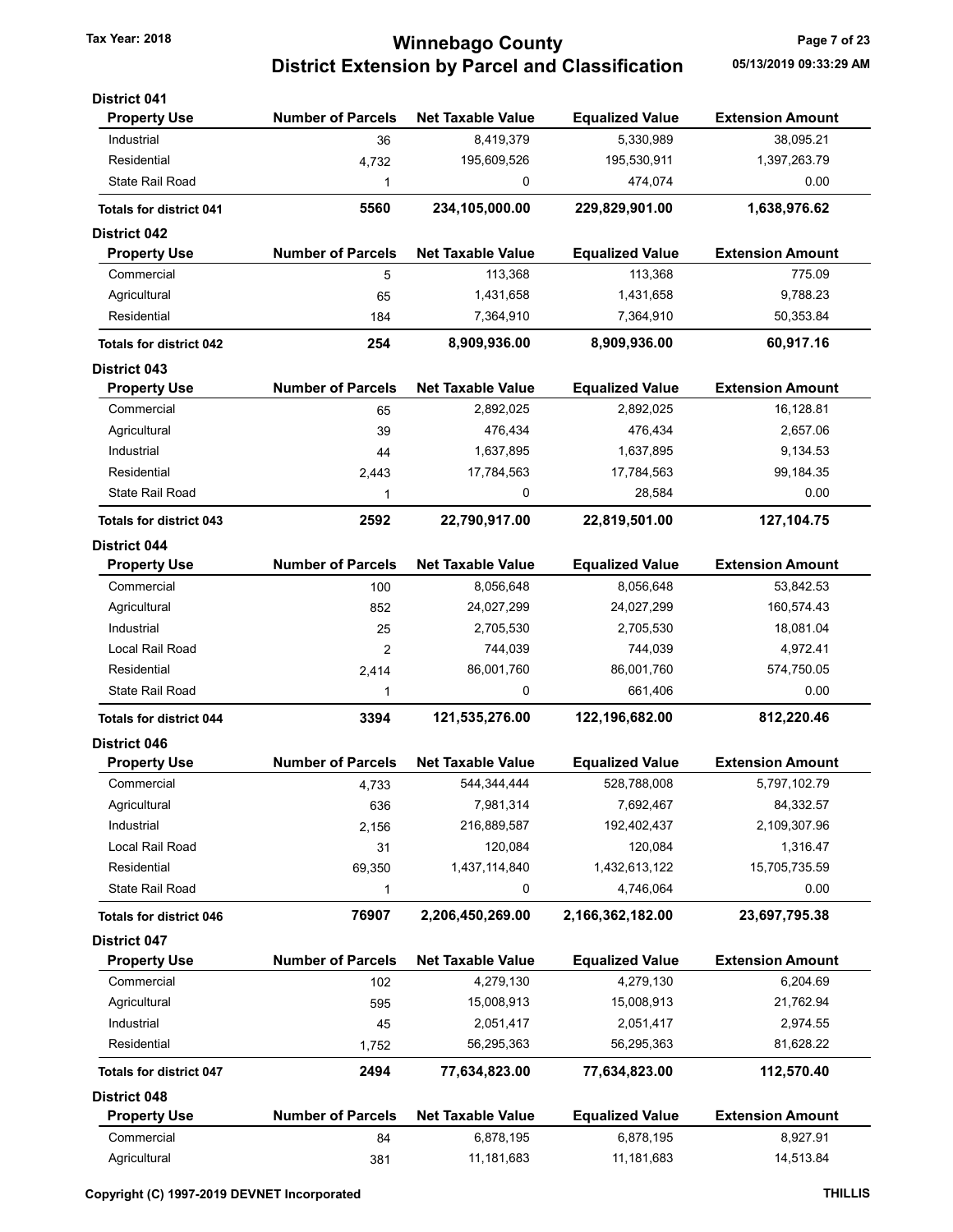# Winnebago County
## District Extension by Parcel and Classification

Tax Year: 2018

05/13/2019 09:33:29 AM

### District 041

| Property Use | Number of Parcels | Net Taxable Value | Equalized Value | Extension Amount |
|---|---|---|---|---|
| Industrial | 36 | 8,419,379 | 5,330,989 | 38,095.21 |
| Residential | 4,732 | 195,609,526 | 195,530,911 | 1,397,263.79 |
| State Rail Road | 1 | 0 | 474,074 | 0.00 |
| **Totals for district 041** | **5560** | **234,105,000.00** | **229,829,901.00** | **1,638,976.62** |

### District 042

| Property Use | Number of Parcels | Net Taxable Value | Equalized Value | Extension Amount |
|---|---|---|---|---|
| Commercial | 5 | 113,368 | 113,368 | 775.09 |
| Agricultural | 65 | 1,431,658 | 1,431,658 | 9,788.23 |
| Residential | 184 | 7,364,910 | 7,364,910 | 50,353.84 |
| **Totals for district 042** | **254** | **8,909,936.00** | **8,909,936.00** | **60,917.16** |

### District 043

| Property Use | Number of Parcels | Net Taxable Value | Equalized Value | Extension Amount |
|---|---|---|---|---|
| Commercial | 65 | 2,892,025 | 2,892,025 | 16,128.81 |
| Agricultural | 39 | 476,434 | 476,434 | 2,657.06 |
| Industrial | 44 | 1,637,895 | 1,637,895 | 9,134.53 |
| Residential | 2,443 | 17,784,563 | 17,784,563 | 99,184.35 |
| State Rail Road | 1 | 0 | 28,584 | 0.00 |
| **Totals for district 043** | **2592** | **22,790,917.00** | **22,819,501.00** | **127,104.75** |

### District 044

| Property Use | Number of Parcels | Net Taxable Value | Equalized Value | Extension Amount |
|---|---|---|---|---|
| Commercial | 100 | 8,056,648 | 8,056,648 | 53,842.53 |
| Agricultural | 852 | 24,027,299 | 24,027,299 | 160,574.43 |
| Industrial | 25 | 2,705,530 | 2,705,530 | 18,081.04 |
| Local Rail Road | 2 | 744,039 | 744,039 | 4,972.41 |
| Residential | 2,414 | 86,001,760 | 86,001,760 | 574,750.05 |
| State Rail Road | 1 | 0 | 661,406 | 0.00 |
| **Totals for district 044** | **3394** | **121,535,276.00** | **122,196,682.00** | **812,220.46** |

### District 046

| Property Use | Number of Parcels | Net Taxable Value | Equalized Value | Extension Amount |
|---|---|---|---|---|
| Commercial | 4,733 | 544,344,444 | 528,788,008 | 5,797,102.79 |
| Agricultural | 636 | 7,981,314 | 7,692,467 | 84,332.57 |
| Industrial | 2,156 | 216,889,587 | 192,402,437 | 2,109,307.96 |
| Local Rail Road | 31 | 120,084 | 120,084 | 1,316.47 |
| Residential | 69,350 | 1,437,114,840 | 1,432,613,122 | 15,705,735.59 |
| State Rail Road | 1 | 0 | 4,746,064 | 0.00 |
| **Totals for district 046** | **76907** | **2,206,450,269.00** | **2,166,362,182.00** | **23,697,795.38** |

### District 047

| Property Use | Number of Parcels | Net Taxable Value | Equalized Value | Extension Amount |
|---|---|---|---|---|
| Commercial | 102 | 4,279,130 | 4,279,130 | 6,204.69 |
| Agricultural | 595 | 15,008,913 | 15,008,913 | 21,762.94 |
| Industrial | 45 | 2,051,417 | 2,051,417 | 2,974.55 |
| Residential | 1,752 | 56,295,363 | 56,295,363 | 81,628.22 |
| **Totals for district 047** | **2494** | **77,634,823.00** | **77,634,823.00** | **112,570.40** |

### District 048

| Property Use | Number of Parcels | Net Taxable Value | Equalized Value | Extension Amount |
|---|---|---|---|---|
| Commercial | 84 | 6,878,195 | 6,878,195 | 8,927.91 |
| Agricultural | 381 | 11,181,683 | 11,181,683 | 14,513.84 |

Copyright (C) 1997-2019 DEVNET Incorporated

THILLIS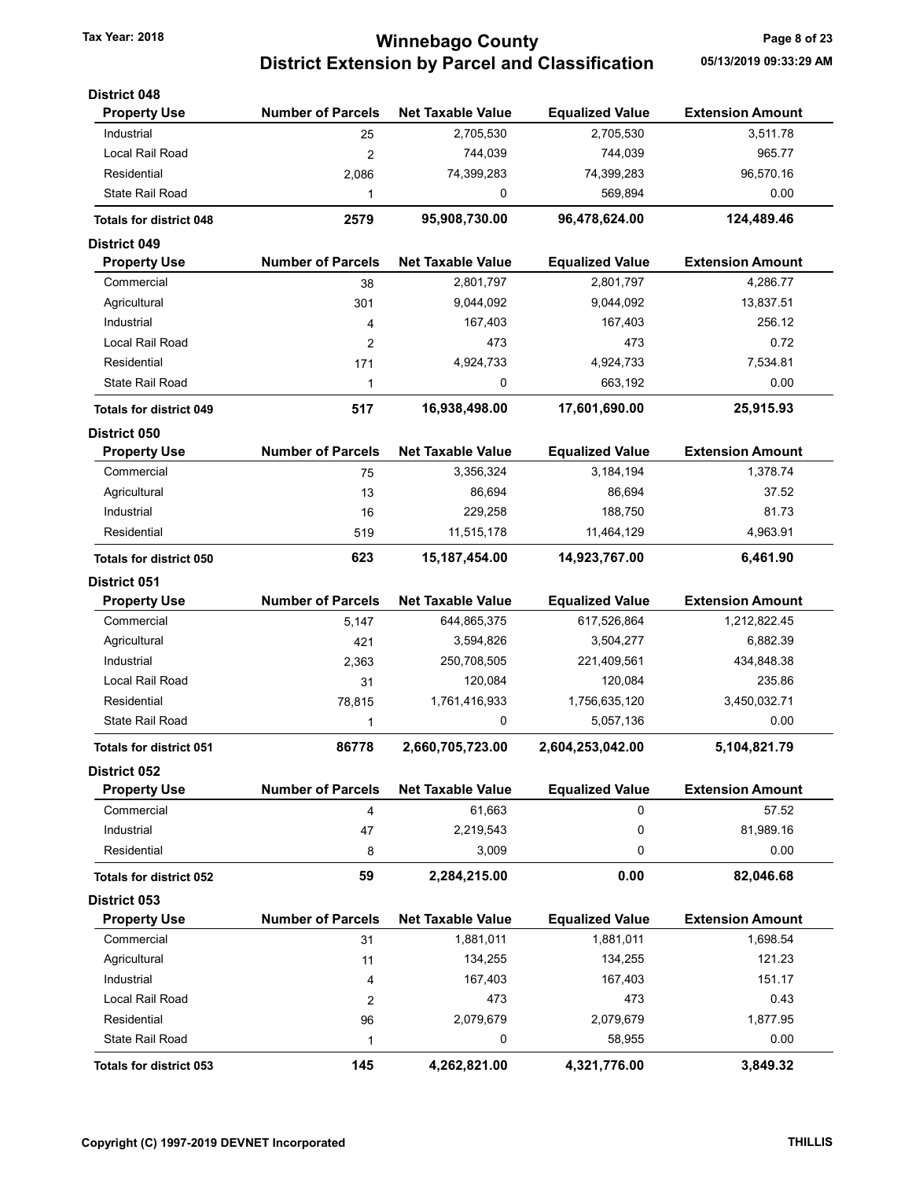# Winnebago County

## District Extension by Parcel and Classification

Tax Year: 2018

05/13/2019 09:33:29 AM

### District 048

| Property Use | Number of Parcels | Net Taxable Value | Equalized Value | Extension Amount |
|---|---|---|---|---|
| Industrial | 25 | 2,705,530 | 2,705,530 | 3,511.78 |
| Local Rail Road | 2 | 744,039 | 744,039 | 965.77 |
| Residential | 2,086 | 74,399,283 | 74,399,283 | 96,570.16 |
| State Rail Road | 1 | 0 | 569,894 | 0.00 |
| **Totals for district 048** | **2579** | **95,908,730.00** | **96,478,624.00** | **124,489.46** |

### District 049

| Property Use | Number of Parcels | Net Taxable Value | Equalized Value | Extension Amount |
|---|---|---|---|---|
| Commercial | 38 | 2,801,797 | 2,801,797 | 4,286.77 |
| Agricultural | 301 | 9,044,092 | 9,044,092 | 13,837.51 |
| Industrial | 4 | 167,403 | 167,403 | 256.12 |
| Local Rail Road | 2 | 473 | 473 | 0.72 |
| Residential | 171 | 4,924,733 | 4,924,733 | 7,534.81 |
| State Rail Road | 1 | 0 | 663,192 | 0.00 |
| **Totals for district 049** | **517** | **16,938,498.00** | **17,601,690.00** | **25,915.93** |

### District 050

| Property Use | Number of Parcels | Net Taxable Value | Equalized Value | Extension Amount |
|---|---|---|---|---|
| Commercial | 75 | 3,356,324 | 3,184,194 | 1,378.74 |
| Agricultural | 13 | 86,694 | 86,694 | 37.52 |
| Industrial | 16 | 229,258 | 188,750 | 81.73 |
| Residential | 519 | 11,515,178 | 11,464,129 | 4,963.91 |
| **Totals for district 050** | **623** | **15,187,454.00** | **14,923,767.00** | **6,461.90** |

### District 051

| Property Use | Number of Parcels | Net Taxable Value | Equalized Value | Extension Amount |
|---|---|---|---|---|
| Commercial | 5,147 | 644,865,375 | 617,526,864 | 1,212,822.45 |
| Agricultural | 421 | 3,594,826 | 3,504,277 | 6,882.39 |
| Industrial | 2,363 | 250,708,505 | 221,409,561 | 434,848.38 |
| Local Rail Road | 31 | 120,084 | 120,084 | 235.86 |
| Residential | 78,815 | 1,761,416,933 | 1,756,635,120 | 3,450,032.71 |
| State Rail Road | 1 | 0 | 5,057,136 | 0.00 |
| **Totals for district 051** | **86778** | **2,660,705,723.00** | **2,604,253,042.00** | **5,104,821.79** |

### District 052

| Property Use | Number of Parcels | Net Taxable Value | Equalized Value | Extension Amount |
|---|---|---|---|---|
| Commercial | 4 | 61,663 | 0 | 57.52 |
| Industrial | 47 | 2,219,543 | 0 | 81,989.16 |
| Residential | 8 | 3,009 | 0 | 0.00 |
| **Totals for district 052** | **59** | **2,284,215.00** | **0.00** | **82,046.68** |

### District 053

| Property Use | Number of Parcels | Net Taxable Value | Equalized Value | Extension Amount |
|---|---|---|---|---|
| Commercial | 31 | 1,881,011 | 1,881,011 | 1,698.54 |
| Agricultural | 11 | 134,255 | 134,255 | 121.23 |
| Industrial | 4 | 167,403 | 167,403 | 151.17 |
| Local Rail Road | 2 | 473 | 473 | 0.43 |
| Residential | 96 | 2,079,679 | 2,079,679 | 1,877.95 |
| State Rail Road | 1 | 0 | 58,955 | 0.00 |
| **Totals for district 053** | **145** | **4,262,821.00** | **4,321,776.00** | **3,849.32** |

Copyright (C) 1997-2019 DEVNET Incorporated

THILLIS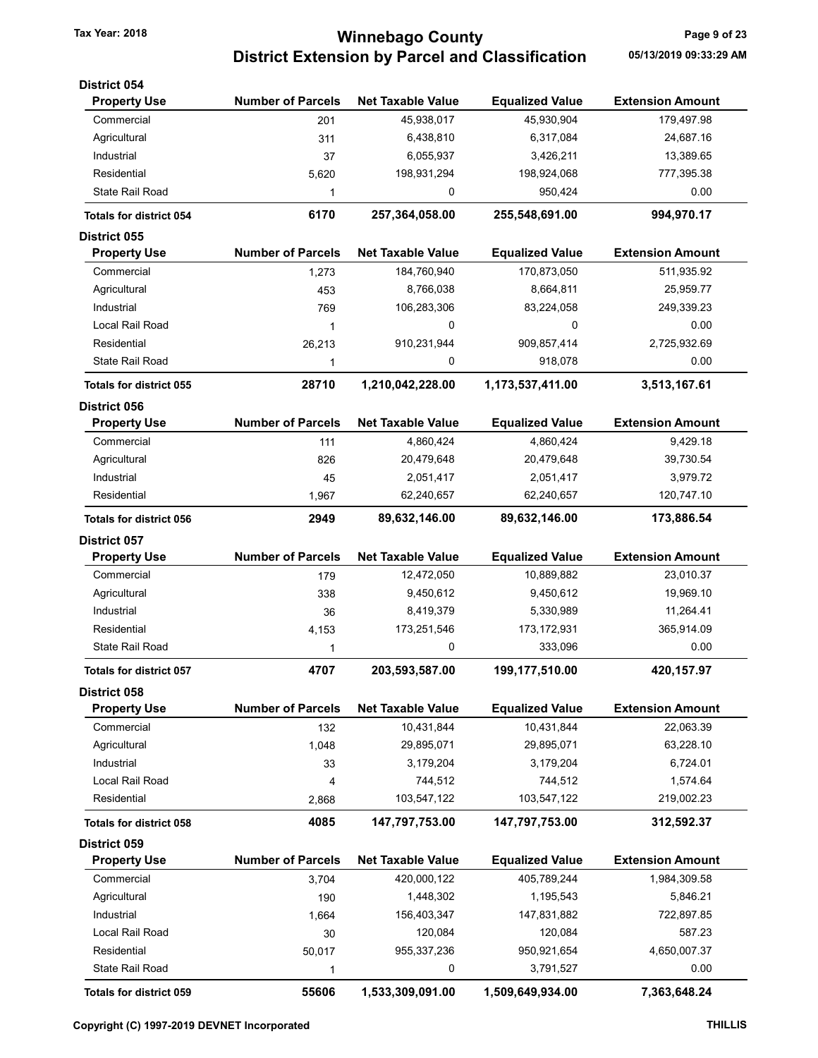# Winnebago County
## District Extension by Parcel and Classification

Tax Year: 2018

05/13/2019 09:33:29 AM

### District 054

| Property Use | Number of Parcels | Net Taxable Value | Equalized Value | Extension Amount |
|---|---|---|---|---|
| Commercial | 201 | 45,938,017 | 45,930,904 | 179,497.98 |
| Agricultural | 311 | 6,438,810 | 6,317,084 | 24,687.16 |
| Industrial | 37 | 6,055,937 | 3,426,211 | 13,389.65 |
| Residential | 5,620 | 198,931,294 | 198,924,068 | 777,395.38 |
| State Rail Road | 1 | 0 | 950,424 | 0.00 |
| **Totals for district 054** | **6170** | **257,364,058.00** | **255,548,691.00** | **994,970.17** |

### District 055

| Property Use | Number of Parcels | Net Taxable Value | Equalized Value | Extension Amount |
|---|---|---|---|---|
| Commercial | 1,273 | 184,760,940 | 170,873,050 | 511,935.92 |
| Agricultural | 453 | 8,766,038 | 8,664,811 | 25,959.77 |
| Industrial | 769 | 106,283,306 | 83,224,058 | 249,339.23 |
| Local Rail Road | 1 | 0 | 0 | 0.00 |
| Residential | 26,213 | 910,231,944 | 909,857,414 | 2,725,932.69 |
| State Rail Road | 1 | 0 | 918,078 | 0.00 |
| **Totals for district 055** | **28710** | **1,210,042,228.00** | **1,173,537,411.00** | **3,513,167.61** |

### District 056

| Property Use | Number of Parcels | Net Taxable Value | Equalized Value | Extension Amount |
|---|---|---|---|---|
| Commercial | 111 | 4,860,424 | 4,860,424 | 9,429.18 |
| Agricultural | 826 | 20,479,648 | 20,479,648 | 39,730.54 |
| Industrial | 45 | 2,051,417 | 2,051,417 | 3,979.72 |
| Residential | 1,967 | 62,240,657 | 62,240,657 | 120,747.10 |
| **Totals for district 056** | **2949** | **89,632,146.00** | **89,632,146.00** | **173,886.54** |

### District 057

| Property Use | Number of Parcels | Net Taxable Value | Equalized Value | Extension Amount |
|---|---|---|---|---|
| Commercial | 179 | 12,472,050 | 10,889,882 | 23,010.37 |
| Agricultural | 338 | 9,450,612 | 9,450,612 | 19,969.10 |
| Industrial | 36 | 8,419,379 | 5,330,989 | 11,264.41 |
| Residential | 4,153 | 173,251,546 | 173,172,931 | 365,914.09 |
| State Rail Road | 1 | 0 | 333,096 | 0.00 |
| **Totals for district 057** | **4707** | **203,593,587.00** | **199,177,510.00** | **420,157.97** |

### District 058

| Property Use | Number of Parcels | Net Taxable Value | Equalized Value | Extension Amount |
|---|---|---|---|---|
| Commercial | 132 | 10,431,844 | 10,431,844 | 22,063.39 |
| Agricultural | 1,048 | 29,895,071 | 29,895,071 | 63,228.10 |
| Industrial | 33 | 3,179,204 | 3,179,204 | 6,724.01 |
| Local Rail Road | 4 | 744,512 | 744,512 | 1,574.64 |
| Residential | 2,868 | 103,547,122 | 103,547,122 | 219,002.23 |
| **Totals for district 058** | **4085** | **147,797,753.00** | **147,797,753.00** | **312,592.37** |

### District 059

| Property Use | Number of Parcels | Net Taxable Value | Equalized Value | Extension Amount |
|---|---|---|---|---|
| Commercial | 3,704 | 420,000,122 | 405,789,244 | 1,984,309.58 |
| Agricultural | 190 | 1,448,302 | 1,195,543 | 5,846.21 |
| Industrial | 1,664 | 156,403,347 | 147,831,882 | 722,897.85 |
| Local Rail Road | 30 | 120,084 | 120,084 | 587.23 |
| Residential | 50,017 | 955,337,236 | 950,921,654 | 4,650,007.37 |
| State Rail Road | 1 | 0 | 3,791,527 | 0.00 |
| **Totals for district 059** | **55606** | **1,533,309,091.00** | **1,509,649,934.00** | **7,363,648.24** |

Copyright (C) 1997-2019 DEVNET Incorporated

THILLIS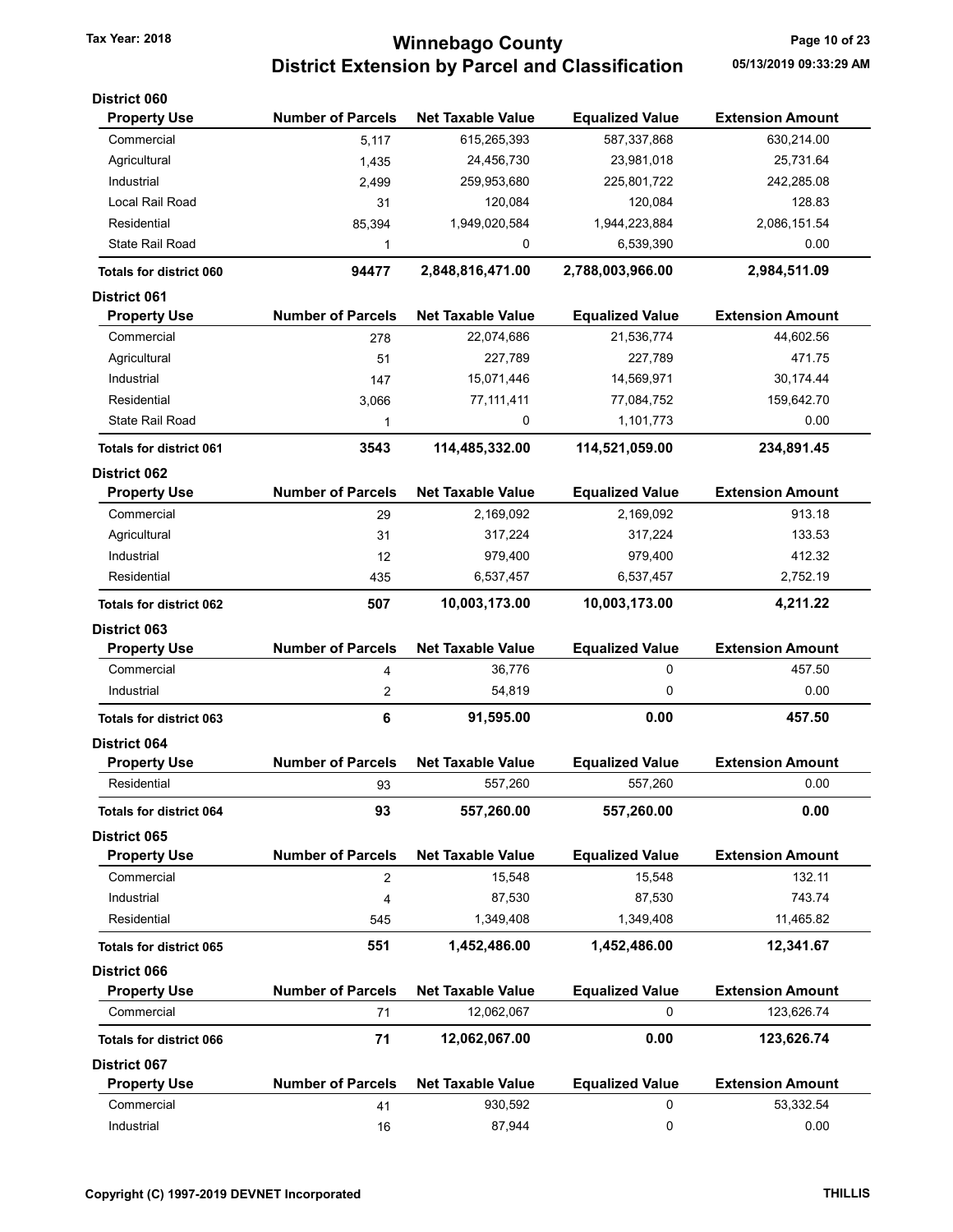# Winnebago County
## District Extension by Parcel and Classification

Tax Year: 2018

05/13/2019 09:33:29 AM

### District 060

| Property Use | Number of Parcels | Net Taxable Value | Equalized Value | Extension Amount |
|---|---|---|---|---|
| Commercial | 5,117 | 615,265,393 | 587,337,868 | 630,214.00 |
| Agricultural | 1,435 | 24,456,730 | 23,981,018 | 25,731.64 |
| Industrial | 2,499 | 259,953,680 | 225,801,722 | 242,285.08 |
| Local Rail Road | 31 | 120,084 | 120,084 | 128.83 |
| Residential | 85,394 | 1,949,020,584 | 1,944,223,884 | 2,086,151.54 |
| State Rail Road | 1 | 0 | 6,539,390 | 0.00 |
| **Totals for district 060** | **94477** | **2,848,816,471.00** | **2,788,003,966.00** | **2,984,511.09** |

### District 061

| Property Use | Number of Parcels | Net Taxable Value | Equalized Value | Extension Amount |
|---|---|---|---|---|
| Commercial | 278 | 22,074,686 | 21,536,774 | 44,602.56 |
| Agricultural | 51 | 227,789 | 227,789 | 471.75 |
| Industrial | 147 | 15,071,446 | 14,569,971 | 30,174.44 |
| Residential | 3,066 | 77,111,411 | 77,084,752 | 159,642.70 |
| State Rail Road | 1 | 0 | 1,101,773 | 0.00 |
| **Totals for district 061** | **3543** | **114,485,332.00** | **114,521,059.00** | **234,891.45** |

### District 062

| Property Use | Number of Parcels | Net Taxable Value | Equalized Value | Extension Amount |
|---|---|---|---|---|
| Commercial | 29 | 2,169,092 | 2,169,092 | 913.18 |
| Agricultural | 31 | 317,224 | 317,224 | 133.53 |
| Industrial | 12 | 979,400 | 979,400 | 412.32 |
| Residential | 435 | 6,537,457 | 6,537,457 | 2,752.19 |
| **Totals for district 062** | **507** | **10,003,173.00** | **10,003,173.00** | **4,211.22** |

### District 063

| Property Use | Number of Parcels | Net Taxable Value | Equalized Value | Extension Amount |
|---|---|---|---|---|
| Commercial | 4 | 36,776 | 0 | 457.50 |
| Industrial | 2 | 54,819 | 0 | 0.00 |
| **Totals for district 063** | **6** | **91,595.00** | **0.00** | **457.50** |

### District 064

| Property Use | Number of Parcels | Net Taxable Value | Equalized Value | Extension Amount |
|---|---|---|---|---|
| Residential | 93 | 557,260 | 557,260 | 0.00 |
| **Totals for district 064** | **93** | **557,260.00** | **557,260.00** | **0.00** |

### District 065

| Property Use | Number of Parcels | Net Taxable Value | Equalized Value | Extension Amount |
|---|---|---|---|---|
| Commercial | 2 | 15,548 | 15,548 | 132.11 |
| Industrial | 4 | 87,530 | 87,530 | 743.74 |
| Residential | 545 | 1,349,408 | 1,349,408 | 11,465.82 |
| **Totals for district 065** | **551** | **1,452,486.00** | **1,452,486.00** | **12,341.67** |

### District 066

| Property Use | Number of Parcels | Net Taxable Value | Equalized Value | Extension Amount |
|---|---|---|---|---|
| Commercial | 71 | 12,062,067 | 0 | 123,626.74 |
| **Totals for district 066** | **71** | **12,062,067.00** | **0.00** | **123,626.74** |

### District 067

| Property Use | Number of Parcels | Net Taxable Value | Equalized Value | Extension Amount |
|---|---|---|---|---|
| Commercial | 41 | 930,592 | 0 | 53,332.54 |
| Industrial | 16 | 87,944 | 0 | 0.00 |

Copyright (C) 1997-2019 DEVNET Incorporated

THILLIS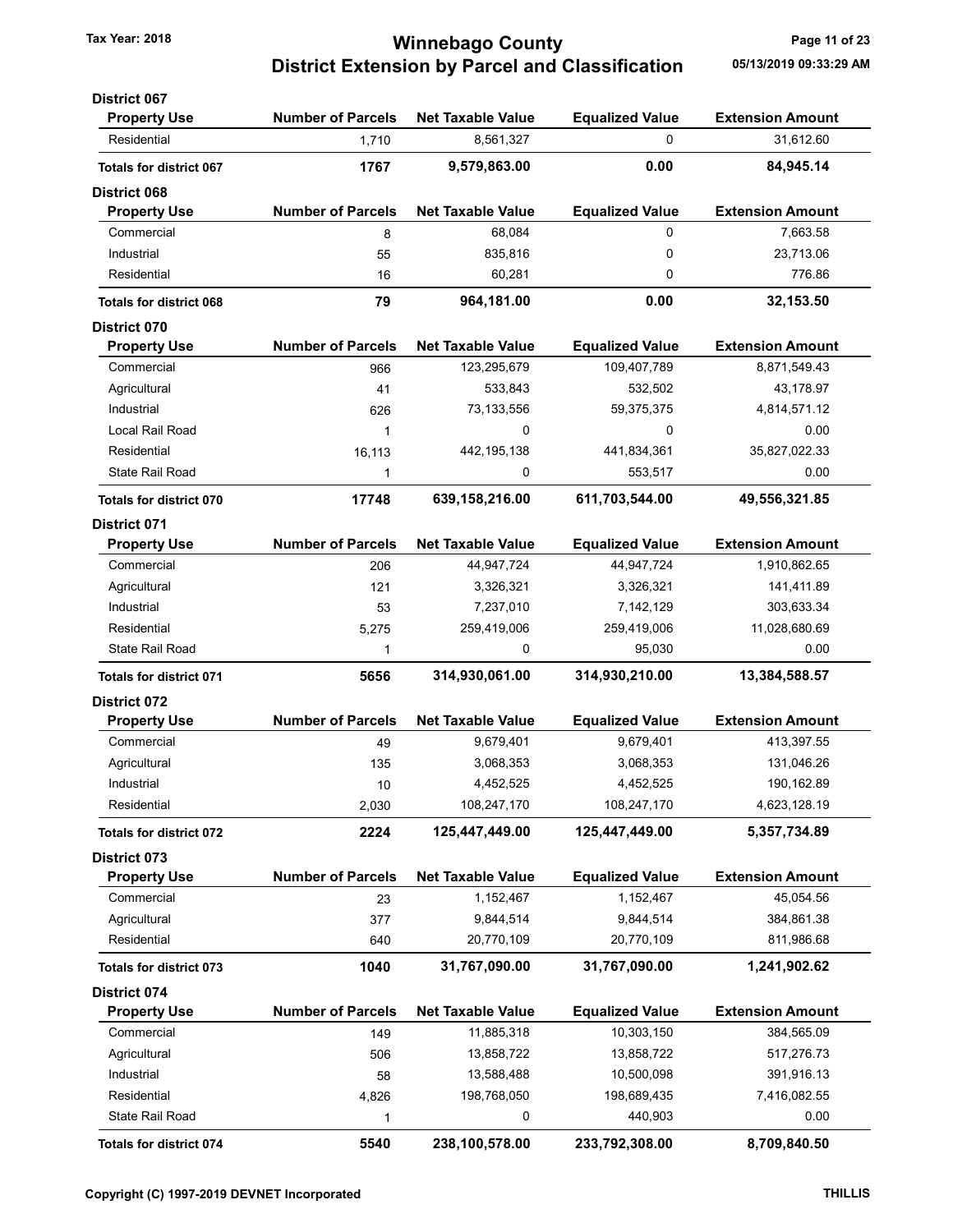# Winnebago County
## District Extension by Parcel and Classification

Tax Year: 2018

05/13/2019 09:33:29 AM

### District 067

| Property Use | Number of Parcels | Net Taxable Value | Equalized Value | Extension Amount |
|---|---|---|---|---|
| Residential | 1,710 | 8,561,327 | 0 | 31,612.60 |
| **Totals for district 067** | **1767** | **9,579,863.00** | **0.00** | **84,945.14** |

### District 068

| Property Use | Number of Parcels | Net Taxable Value | Equalized Value | Extension Amount |
|---|---|---|---|---|
| Commercial | 8 | 68,084 | 0 | 7,663.58 |
| Industrial | 55 | 835,816 | 0 | 23,713.06 |
| Residential | 16 | 60,281 | 0 | 776.86 |
| **Totals for district 068** | **79** | **964,181.00** | **0.00** | **32,153.50** |

### District 070

| Property Use | Number of Parcels | Net Taxable Value | Equalized Value | Extension Amount |
|---|---|---|---|---|
| Commercial | 966 | 123,295,679 | 109,407,789 | 8,871,549.43 |
| Agricultural | 41 | 533,843 | 532,502 | 43,178.97 |
| Industrial | 626 | 73,133,556 | 59,375,375 | 4,814,571.12 |
| Local Rail Road | 1 | 0 | 0 | 0.00 |
| Residential | 16,113 | 442,195,138 | 441,834,361 | 35,827,022.33 |
| State Rail Road | 1 | 0 | 553,517 | 0.00 |
| **Totals for district 070** | **17748** | **639,158,216.00** | **611,703,544.00** | **49,556,321.85** |

### District 071

| Property Use | Number of Parcels | Net Taxable Value | Equalized Value | Extension Amount |
|---|---|---|---|---|
| Commercial | 206 | 44,947,724 | 44,947,724 | 1,910,862.65 |
| Agricultural | 121 | 3,326,321 | 3,326,321 | 141,411.89 |
| Industrial | 53 | 7,237,010 | 7,142,129 | 303,633.34 |
| Residential | 5,275 | 259,419,006 | 259,419,006 | 11,028,680.69 |
| State Rail Road | 1 | 0 | 95,030 | 0.00 |
| **Totals for district 071** | **5656** | **314,930,061.00** | **314,930,210.00** | **13,384,588.57** |

### District 072

| Property Use | Number of Parcels | Net Taxable Value | Equalized Value | Extension Amount |
|---|---|---|---|---|
| Commercial | 49 | 9,679,401 | 9,679,401 | 413,397.55 |
| Agricultural | 135 | 3,068,353 | 3,068,353 | 131,046.26 |
| Industrial | 10 | 4,452,525 | 4,452,525 | 190,162.89 |
| Residential | 2,030 | 108,247,170 | 108,247,170 | 4,623,128.19 |
| **Totals for district 072** | **2224** | **125,447,449.00** | **125,447,449.00** | **5,357,734.89** |

### District 073

| Property Use | Number of Parcels | Net Taxable Value | Equalized Value | Extension Amount |
|---|---|---|---|---|
| Commercial | 23 | 1,152,467 | 1,152,467 | 45,054.56 |
| Agricultural | 377 | 9,844,514 | 9,844,514 | 384,861.38 |
| Residential | 640 | 20,770,109 | 20,770,109 | 811,986.68 |
| **Totals for district 073** | **1040** | **31,767,090.00** | **31,767,090.00** | **1,241,902.62** |

### District 074

| Property Use | Number of Parcels | Net Taxable Value | Equalized Value | Extension Amount |
|---|---|---|---|---|
| Commercial | 149 | 11,885,318 | 10,303,150 | 384,565.09 |
| Agricultural | 506 | 13,858,722 | 13,858,722 | 517,276.73 |
| Industrial | 58 | 13,588,488 | 10,500,098 | 391,916.13 |
| Residential | 4,826 | 198,768,050 | 198,689,435 | 7,416,082.55 |
| State Rail Road | 1 | 0 | 440,903 | 0.00 |
| **Totals for district 074** | **5540** | **238,100,578.00** | **233,792,308.00** | **8,709,840.50** |

Copyright (C) 1997-2019 DEVNET Incorporated

THILLIS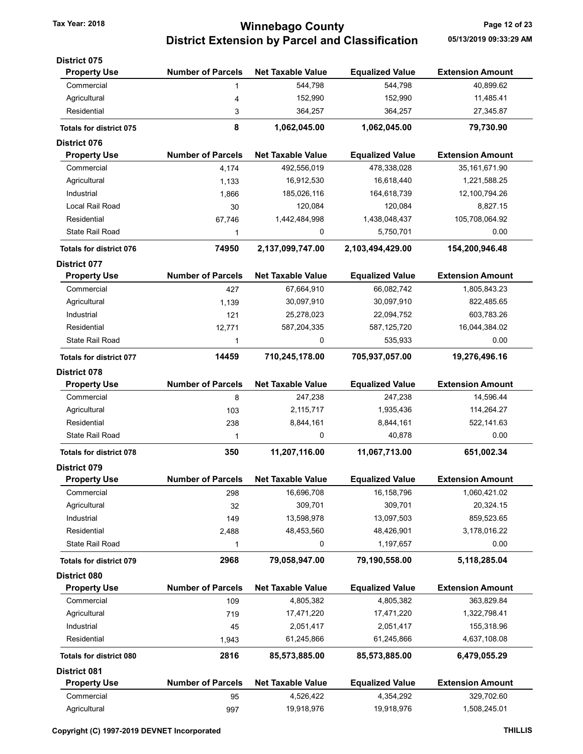### District 075

| Property Use | Number of Parcels | Net Taxable Value | Equalized Value | Extension Amount |
|---|---|---|---|---|
| Commercial | 1 | 544,798 | 544,798 | 40,899.62 |
| Agricultural | 4 | 152,990 | 152,990 | 11,485.41 |
| Residential | 3 | 364,257 | 364,257 | 27,345.87 |
| **Totals for district 075** | **8** | **1,062,045.00** | **1,062,045.00** | **79,730.90** |

### District 076

| Property Use | Number of Parcels | Net Taxable Value | Equalized Value | Extension Amount |
|---|---|---|---|---|
| Commercial | 4,174 | 492,556,019 | 478,338,028 | 35,161,671.90 |
| Agricultural | 1,133 | 16,912,530 | 16,618,440 | 1,221,588.25 |
| Industrial | 1,866 | 185,026,116 | 164,618,739 | 12,100,794.26 |
| Local Rail Road | 30 | 120,084 | 120,084 | 8,827.15 |
| Residential | 67,746 | 1,442,484,998 | 1,438,048,437 | 105,708,064.92 |
| State Rail Road | 1 | 0 | 5,750,701 | 0.00 |
| **Totals for district 076** | **74950** | **2,137,099,747.00** | **2,103,494,429.00** | **154,200,946.48** |

### District 077

| Property Use | Number of Parcels | Net Taxable Value | Equalized Value | Extension Amount |
|---|---|---|---|---|
| Commercial | 427 | 67,664,910 | 66,082,742 | 1,805,843.23 |
| Agricultural | 1,139 | 30,097,910 | 30,097,910 | 822,485.65 |
| Industrial | 121 | 25,278,023 | 22,094,752 | 603,783.26 |
| Residential | 12,771 | 587,204,335 | 587,125,720 | 16,044,384.02 |
| State Rail Road | 1 | 0 | 535,933 | 0.00 |
| **Totals for district 077** | **14459** | **710,245,178.00** | **705,937,057.00** | **19,276,496.16** |

### District 078

| Property Use | Number of Parcels | Net Taxable Value | Equalized Value | Extension Amount |
|---|---|---|---|---|
| Commercial | 8 | 247,238 | 247,238 | 14,596.44 |
| Agricultural | 103 | 2,115,717 | 1,935,436 | 114,264.27 |
| Residential | 238 | 8,844,161 | 8,844,161 | 522,141.63 |
| State Rail Road | 1 | 0 | 40,878 | 0.00 |
| **Totals for district 078** | **350** | **11,207,116.00** | **11,067,713.00** | **651,002.34** |

### District 079

| Property Use | Number of Parcels | Net Taxable Value | Equalized Value | Extension Amount |
|---|---|---|---|---|
| Commercial | 298 | 16,696,708 | 16,158,796 | 1,060,421.02 |
| Agricultural | 32 | 309,701 | 309,701 | 20,324.15 |
| Industrial | 149 | 13,598,978 | 13,097,503 | 859,523.65 |
| Residential | 2,488 | 48,453,560 | 48,426,901 | 3,178,016.22 |
| State Rail Road | 1 | 0 | 1,197,657 | 0.00 |
| **Totals for district 079** | **2968** | **79,058,947.00** | **79,190,558.00** | **5,118,285.04** |

### District 080

| Property Use | Number of Parcels | Net Taxable Value | Equalized Value | Extension Amount |
|---|---|---|---|---|
| Commercial | 109 | 4,805,382 | 4,805,382 | 363,829.84 |
| Agricultural | 719 | 17,471,220 | 17,471,220 | 1,322,798.41 |
| Industrial | 45 | 2,051,417 | 2,051,417 | 155,318.96 |
| Residential | 1,943 | 61,245,866 | 61,245,866 | 4,637,108.08 |
| **Totals for district 080** | **2816** | **85,573,885.00** | **85,573,885.00** | **6,479,055.29** |

### District 081

| Property Use | Number of Parcels | Net Taxable Value | Equalized Value | Extension Amount |
|---|---|---|---|---|
| Commercial | 95 | 4,526,422 | 4,354,292 | 329,702.60 |
| Agricultural | 997 | 19,918,976 | 19,918,976 | 1,508,245.01 |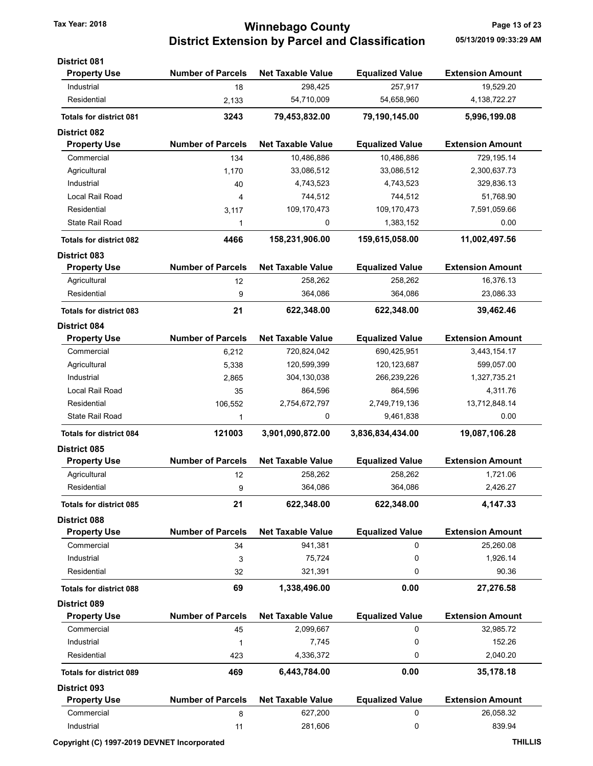**Tax Year: 2018**

# Winnebago County
## District Extension by Parcel and Classification

05/13/2019 09:33:29 AM

### District 081

| Property Use | Number of Parcels | Net Taxable Value | Equalized Value | Extension Amount |
|---|---|---|---|---|
| Industrial | 18 | 298,425 | 257,917 | 19,529.20 |
| Residential | 2,133 | 54,710,009 | 54,658,960 | 4,138,722.27 |
| **Totals for district 081** | **3243** | **79,453,832.00** | **79,190,145.00** | **5,996,199.08** |

### District 082

| Property Use | Number of Parcels | Net Taxable Value | Equalized Value | Extension Amount |
|---|---|---|---|---|
| Commercial | 134 | 10,486,886 | 10,486,886 | 729,195.14 |
| Agricultural | 1,170 | 33,086,512 | 33,086,512 | 2,300,637.73 |
| Industrial | 40 | 4,743,523 | 4,743,523 | 329,836.13 |
| Local Rail Road | 4 | 744,512 | 744,512 | 51,768.90 |
| Residential | 3,117 | 109,170,473 | 109,170,473 | 7,591,059.66 |
| State Rail Road | 1 | 0 | 1,383,152 | 0.00 |
| **Totals for district 082** | **4466** | **158,231,906.00** | **159,615,058.00** | **11,002,497.56** |

### District 083

| Property Use | Number of Parcels | Net Taxable Value | Equalized Value | Extension Amount |
|---|---|---|---|---|
| Agricultural | 12 | 258,262 | 258,262 | 16,376.13 |
| Residential | 9 | 364,086 | 364,086 | 23,086.33 |
| **Totals for district 083** | **21** | **622,348.00** | **622,348.00** | **39,462.46** |

### District 084

| Property Use | Number of Parcels | Net Taxable Value | Equalized Value | Extension Amount |
|---|---|---|---|---|
| Commercial | 6,212 | 720,824,042 | 690,425,951 | 3,443,154.17 |
| Agricultural | 5,338 | 120,599,399 | 120,123,687 | 599,057.00 |
| Industrial | 2,865 | 304,130,038 | 266,239,226 | 1,327,735.21 |
| Local Rail Road | 35 | 864,596 | 864,596 | 4,311.76 |
| Residential | 106,552 | 2,754,672,797 | 2,749,719,136 | 13,712,848.14 |
| State Rail Road | 1 | 0 | 9,461,838 | 0.00 |
| **Totals for district 084** | **121003** | **3,901,090,872.00** | **3,836,834,434.00** | **19,087,106.28** |

### District 085

| Property Use | Number of Parcels | Net Taxable Value | Equalized Value | Extension Amount |
|---|---|---|---|---|
| Agricultural | 12 | 258,262 | 258,262 | 1,721.06 |
| Residential | 9 | 364,086 | 364,086 | 2,426.27 |
| **Totals for district 085** | **21** | **622,348.00** | **622,348.00** | **4,147.33** |

### District 088

| Property Use | Number of Parcels | Net Taxable Value | Equalized Value | Extension Amount |
|---|---|---|---|---|
| Commercial | 34 | 941,381 | 0 | 25,260.08 |
| Industrial | 3 | 75,724 | 0 | 1,926.14 |
| Residential | 32 | 321,391 | 0 | 90.36 |
| **Totals for district 088** | **69** | **1,338,496.00** | **0.00** | **27,276.58** |

### District 089

| Property Use | Number of Parcels | Net Taxable Value | Equalized Value | Extension Amount |
|---|---|---|---|---|
| Commercial | 45 | 2,099,667 | 0 | 32,985.72 |
| Industrial | 1 | 7,745 | 0 | 152.26 |
| Residential | 423 | 4,336,372 | 0 | 2,040.20 |
| **Totals for district 089** | **469** | **6,443,784.00** | **0.00** | **35,178.18** |

### District 093

| Property Use | Number of Parcels | Net Taxable Value | Equalized Value | Extension Amount |
|---|---|---|---|---|
| Commercial | 8 | 627,200 | 0 | 26,058.32 |
| Industrial | 11 | 281,606 | 0 | 839.94 |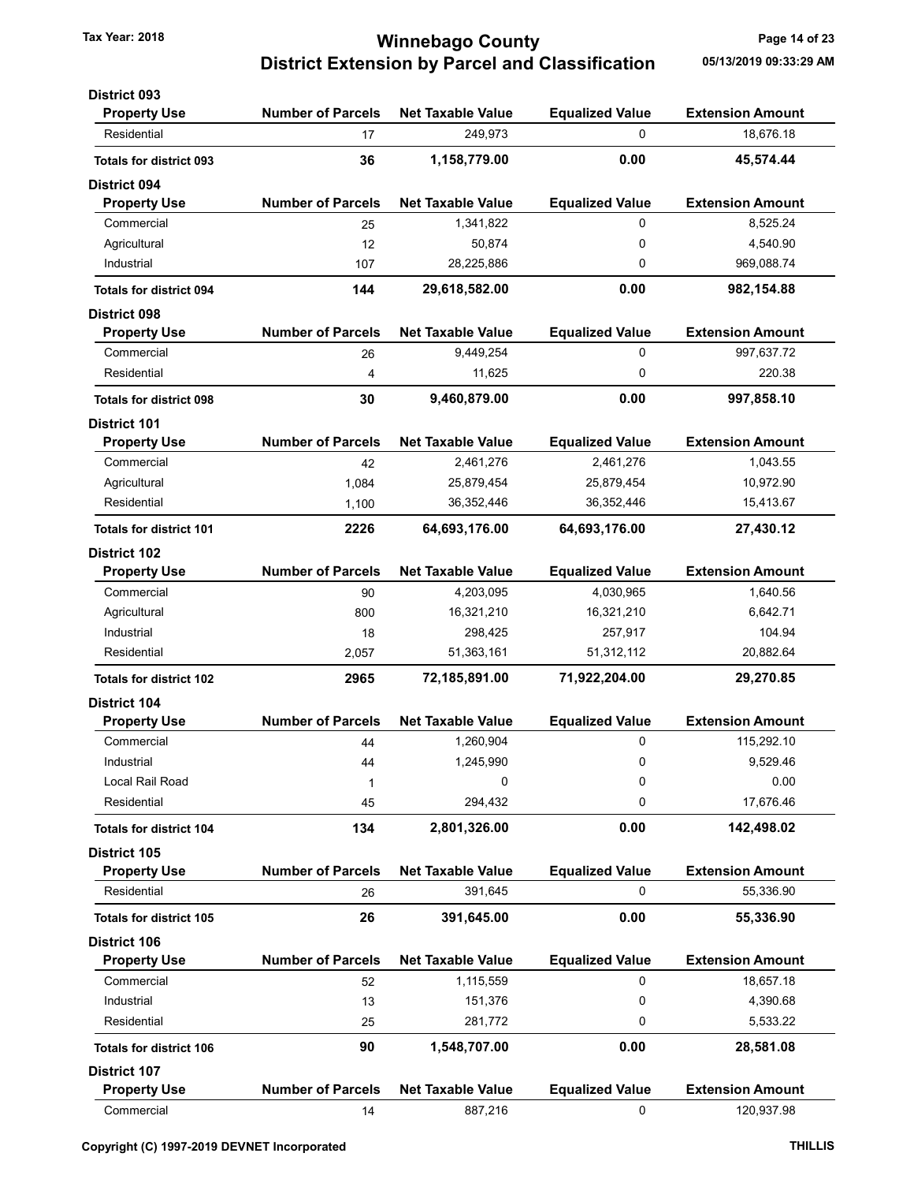# Winnebago County
## District Extension by Parcel and Classification

Tax Year: 2018

05/13/2019 09:33:29 AM

### District 093

| Property Use | Number of Parcels | Net Taxable Value | Equalized Value | Extension Amount |
|---|---|---|---|---|
| Residential | 17 | 249,973 | 0 | 18,676.18 |
| **Totals for district 093** | **36** | **1,158,779.00** | **0.00** | **45,574.44** |

### District 094

| Property Use | Number of Parcels | Net Taxable Value | Equalized Value | Extension Amount |
|---|---|---|---|---|
| Commercial | 25 | 1,341,822 | 0 | 8,525.24 |
| Agricultural | 12 | 50,874 | 0 | 4,540.90 |
| Industrial | 107 | 28,225,886 | 0 | 969,088.74 |
| **Totals for district 094** | **144** | **29,618,582.00** | **0.00** | **982,154.88** |

### District 098

| Property Use | Number of Parcels | Net Taxable Value | Equalized Value | Extension Amount |
|---|---|---|---|---|
| Commercial | 26 | 9,449,254 | 0 | 997,637.72 |
| Residential | 4 | 11,625 | 0 | 220.38 |
| **Totals for district 098** | **30** | **9,460,879.00** | **0.00** | **997,858.10** |

### District 101

| Property Use | Number of Parcels | Net Taxable Value | Equalized Value | Extension Amount |
|---|---|---|---|---|
| Commercial | 42 | 2,461,276 | 2,461,276 | 1,043.55 |
| Agricultural | 1,084 | 25,879,454 | 25,879,454 | 10,972.90 |
| Residential | 1,100 | 36,352,446 | 36,352,446 | 15,413.67 |
| **Totals for district 101** | **2226** | **64,693,176.00** | **64,693,176.00** | **27,430.12** |

### District 102

| Property Use | Number of Parcels | Net Taxable Value | Equalized Value | Extension Amount |
|---|---|---|---|---|
| Commercial | 90 | 4,203,095 | 4,030,965 | 1,640.56 |
| Agricultural | 800 | 16,321,210 | 16,321,210 | 6,642.71 |
| Industrial | 18 | 298,425 | 257,917 | 104.94 |
| Residential | 2,057 | 51,363,161 | 51,312,112 | 20,882.64 |
| **Totals for district 102** | **2965** | **72,185,891.00** | **71,922,204.00** | **29,270.85** |

### District 104

| Property Use | Number of Parcels | Net Taxable Value | Equalized Value | Extension Amount |
|---|---|---|---|---|
| Commercial | 44 | 1,260,904 | 0 | 115,292.10 |
| Industrial | 44 | 1,245,990 | 0 | 9,529.46 |
| Local Rail Road | 1 | 0 | 0 | 0.00 |
| Residential | 45 | 294,432 | 0 | 17,676.46 |
| **Totals for district 104** | **134** | **2,801,326.00** | **0.00** | **142,498.02** |

### District 105

| Property Use | Number of Parcels | Net Taxable Value | Equalized Value | Extension Amount |
|---|---|---|---|---|
| Residential | 26 | 391,645 | 0 | 55,336.90 |
| **Totals for district 105** | **26** | **391,645.00** | **0.00** | **55,336.90** |

### District 106

| Property Use | Number of Parcels | Net Taxable Value | Equalized Value | Extension Amount |
|---|---|---|---|---|
| Commercial | 52 | 1,115,559 | 0 | 18,657.18 |
| Industrial | 13 | 151,376 | 0 | 4,390.68 |
| Residential | 25 | 281,772 | 0 | 5,533.22 |
| **Totals for district 106** | **90** | **1,548,707.00** | **0.00** | **28,581.08** |

### District 107

| Property Use | Number of Parcels | Net Taxable Value | Equalized Value | Extension Amount |
|---|---|---|---|---|
| Commercial | 14 | 887,216 | 0 | 120,937.98 |

Copyright (C) 1997-2019 DEVNET Incorporated — THILLIS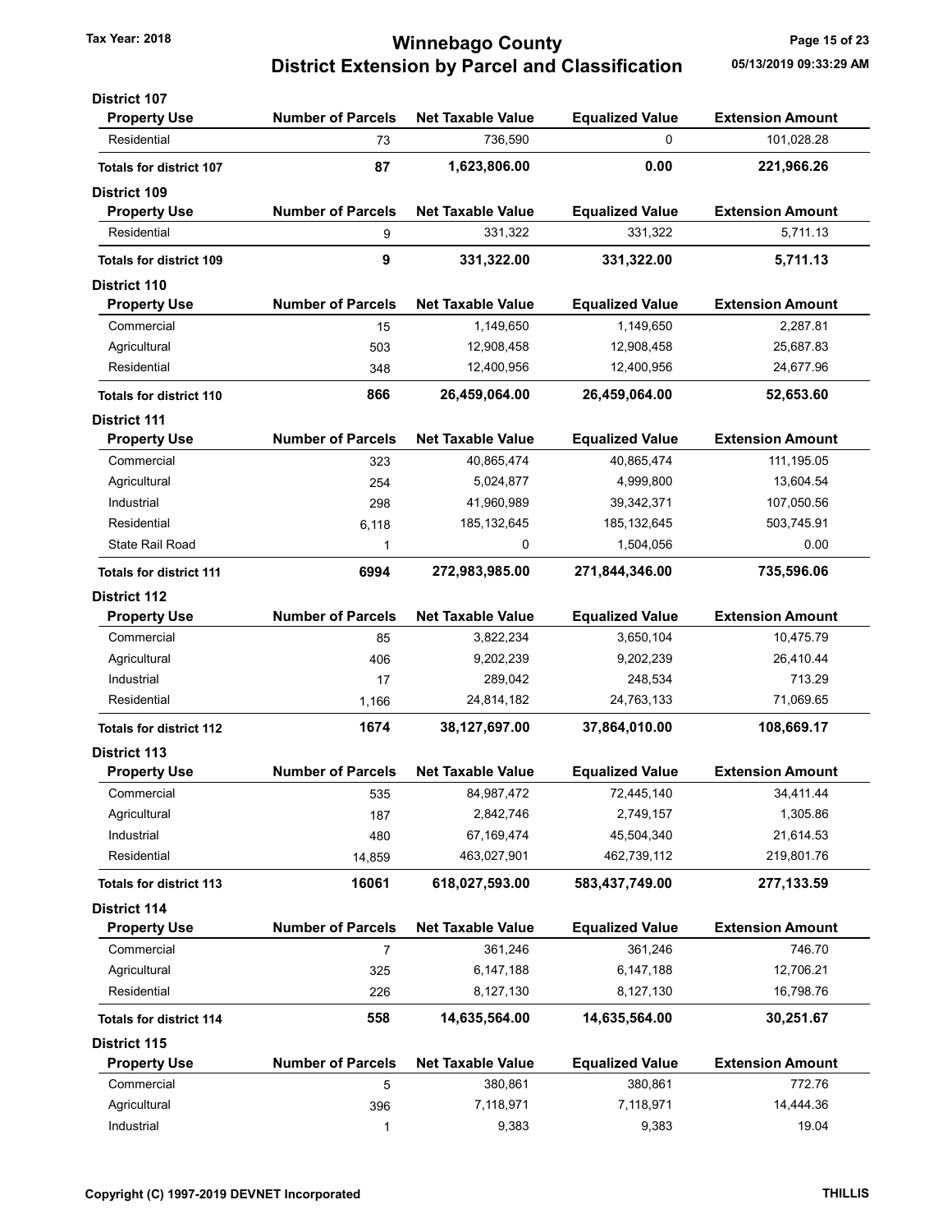## Winnebago County
## District Extension by Parcel and Classification

Tax Year: 2018

05/13/2019 09:33:29 AM

### District 107

| Property Use | Number of Parcels | Net Taxable Value | Equalized Value | Extension Amount |
|---|---|---|---|---|
| Residential | 73 | 736,590 | 0 | 101,028.28 |
| **Totals for district 107** | **87** | **1,623,806.00** | **0.00** | **221,966.26** |

### District 109

| Property Use | Number of Parcels | Net Taxable Value | Equalized Value | Extension Amount |
|---|---|---|---|---|
| Residential | 9 | 331,322 | 331,322 | 5,711.13 |
| **Totals for district 109** | **9** | **331,322.00** | **331,322.00** | **5,711.13** |

### District 110

| Property Use | Number of Parcels | Net Taxable Value | Equalized Value | Extension Amount |
|---|---|---|---|---|
| Commercial | 15 | 1,149,650 | 1,149,650 | 2,287.81 |
| Agricultural | 503 | 12,908,458 | 12,908,458 | 25,687.83 |
| Residential | 348 | 12,400,956 | 12,400,956 | 24,677.96 |
| **Totals for district 110** | **866** | **26,459,064.00** | **26,459,064.00** | **52,653.60** |

### District 111

| Property Use | Number of Parcels | Net Taxable Value | Equalized Value | Extension Amount |
|---|---|---|---|---|
| Commercial | 323 | 40,865,474 | 40,865,474 | 111,195.05 |
| Agricultural | 254 | 5,024,877 | 4,999,800 | 13,604.54 |
| Industrial | 298 | 41,960,989 | 39,342,371 | 107,050.56 |
| Residential | 6,118 | 185,132,645 | 185,132,645 | 503,745.91 |
| State Rail Road | 1 | 0 | 1,504,056 | 0.00 |
| **Totals for district 111** | **6994** | **272,983,985.00** | **271,844,346.00** | **735,596.06** |

### District 112

| Property Use | Number of Parcels | Net Taxable Value | Equalized Value | Extension Amount |
|---|---|---|---|---|
| Commercial | 85 | 3,822,234 | 3,650,104 | 10,475.79 |
| Agricultural | 406 | 9,202,239 | 9,202,239 | 26,410.44 |
| Industrial | 17 | 289,042 | 248,534 | 713.29 |
| Residential | 1,166 | 24,814,182 | 24,763,133 | 71,069.65 |
| **Totals for district 112** | **1674** | **38,127,697.00** | **37,864,010.00** | **108,669.17** |

### District 113

| Property Use | Number of Parcels | Net Taxable Value | Equalized Value | Extension Amount |
|---|---|---|---|---|
| Commercial | 535 | 84,987,472 | 72,445,140 | 34,411.44 |
| Agricultural | 187 | 2,842,746 | 2,749,157 | 1,305.86 |
| Industrial | 480 | 67,169,474 | 45,504,340 | 21,614.53 |
| Residential | 14,859 | 463,027,901 | 462,739,112 | 219,801.76 |
| **Totals for district 113** | **16061** | **618,027,593.00** | **583,437,749.00** | **277,133.59** |

### District 114

| Property Use | Number of Parcels | Net Taxable Value | Equalized Value | Extension Amount |
|---|---|---|---|---|
| Commercial | 7 | 361,246 | 361,246 | 746.70 |
| Agricultural | 325 | 6,147,188 | 6,147,188 | 12,706.21 |
| Residential | 226 | 8,127,130 | 8,127,130 | 16,798.76 |
| **Totals for district 114** | **558** | **14,635,564.00** | **14,635,564.00** | **30,251.67** |

### District 115

| Property Use | Number of Parcels | Net Taxable Value | Equalized Value | Extension Amount |
|---|---|---|---|---|
| Commercial | 5 | 380,861 | 380,861 | 772.76 |
| Agricultural | 396 | 7,118,971 | 7,118,971 | 14,444.36 |
| Industrial | 1 | 9,383 | 9,383 | 19.04 |

Copyright (C) 1997-2019 DEVNET Incorporated

THILLIS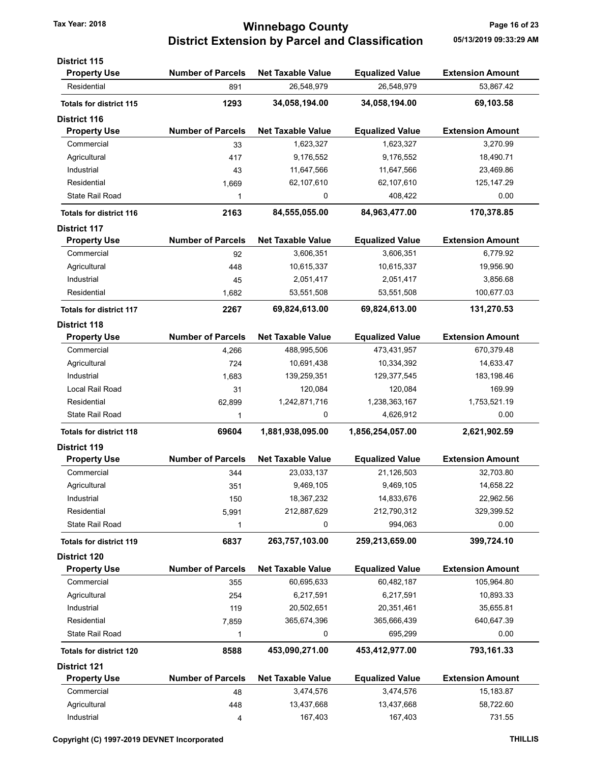**District 115**

| Property Use | Number of Parcels | Net Taxable Value | Equalized Value | Extension Amount |
|---|---|---|---|---|
| Residential | 891 | 26,548,979 | 26,548,979 | 53,867.42 |
| **Totals for district 115** | **1293** | **34,058,194.00** | **34,058,194.00** | **69,103.58** |

**District 116**

| Property Use | Number of Parcels | Net Taxable Value | Equalized Value | Extension Amount |
|---|---|---|---|---|
| Commercial | 33 | 1,623,327 | 1,623,327 | 3,270.99 |
| Agricultural | 417 | 9,176,552 | 9,176,552 | 18,490.71 |
| Industrial | 43 | 11,647,566 | 11,647,566 | 23,469.86 |
| Residential | 1,669 | 62,107,610 | 62,107,610 | 125,147.29 |
| State Rail Road | 1 | 0 | 408,422 | 0.00 |
| **Totals for district 116** | **2163** | **84,555,055.00** | **84,963,477.00** | **170,378.85** |

**District 117**

| Property Use | Number of Parcels | Net Taxable Value | Equalized Value | Extension Amount |
|---|---|---|---|---|
| Commercial | 92 | 3,606,351 | 3,606,351 | 6,779.92 |
| Agricultural | 448 | 10,615,337 | 10,615,337 | 19,956.90 |
| Industrial | 45 | 2,051,417 | 2,051,417 | 3,856.68 |
| Residential | 1,682 | 53,551,508 | 53,551,508 | 100,677.03 |
| **Totals for district 117** | **2267** | **69,824,613.00** | **69,824,613.00** | **131,270.53** |

**District 118**

| Property Use | Number of Parcels | Net Taxable Value | Equalized Value | Extension Amount |
|---|---|---|---|---|
| Commercial | 4,266 | 488,995,506 | 473,431,957 | 670,379.48 |
| Agricultural | 724 | 10,691,438 | 10,334,392 | 14,633.47 |
| Industrial | 1,683 | 139,259,351 | 129,377,545 | 183,198.46 |
| Local Rail Road | 31 | 120,084 | 120,084 | 169.99 |
| Residential | 62,899 | 1,242,871,716 | 1,238,363,167 | 1,753,521.19 |
| State Rail Road | 1 | 0 | 4,626,912 | 0.00 |
| **Totals for district 118** | **69604** | **1,881,938,095.00** | **1,856,254,057.00** | **2,621,902.59** |

**District 119**

| Property Use | Number of Parcels | Net Taxable Value | Equalized Value | Extension Amount |
|---|---|---|---|---|
| Commercial | 344 | 23,033,137 | 21,126,503 | 32,703.80 |
| Agricultural | 351 | 9,469,105 | 9,469,105 | 14,658.22 |
| Industrial | 150 | 18,367,232 | 14,833,676 | 22,962.56 |
| Residential | 5,991 | 212,887,629 | 212,790,312 | 329,399.52 |
| State Rail Road | 1 | 0 | 994,063 | 0.00 |
| **Totals for district 119** | **6837** | **263,757,103.00** | **259,213,659.00** | **399,724.10** |

**District 120**

| Property Use | Number of Parcels | Net Taxable Value | Equalized Value | Extension Amount |
|---|---|---|---|---|
| Commercial | 355 | 60,695,633 | 60,482,187 | 105,964.80 |
| Agricultural | 254 | 6,217,591 | 6,217,591 | 10,893.33 |
| Industrial | 119 | 20,502,651 | 20,351,461 | 35,655.81 |
| Residential | 7,859 | 365,674,396 | 365,666,439 | 640,647.39 |
| State Rail Road | 1 | 0 | 695,299 | 0.00 |
| **Totals for district 120** | **8588** | **453,090,271.00** | **453,412,977.00** | **793,161.33** |

**District 121**

| Property Use | Number of Parcels | Net Taxable Value | Equalized Value | Extension Amount |
|---|---|---|---|---|
| Commercial | 48 | 3,474,576 | 3,474,576 | 15,183.87 |
| Agricultural | 448 | 13,437,668 | 13,437,668 | 58,722.60 |
| Industrial | 4 | 167,403 | 167,403 | 731.55 |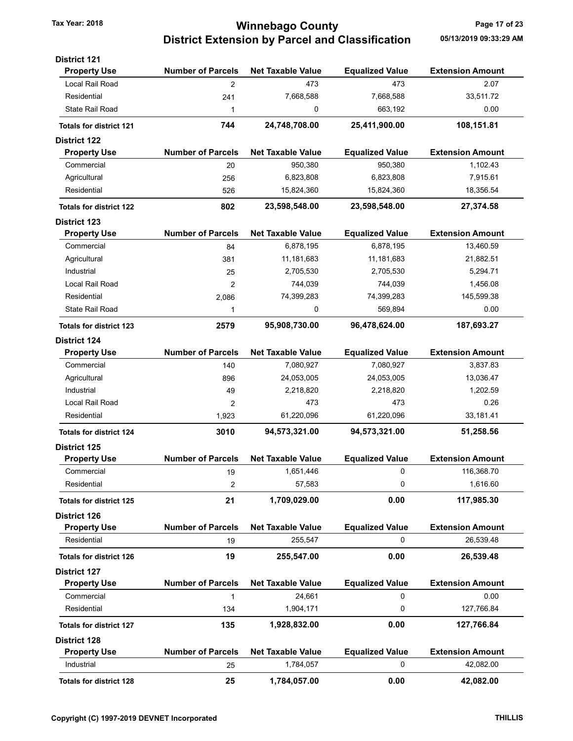## District 121

| Property Use | Number of Parcels | Net Taxable Value | Equalized Value | Extension Amount |
|---|---|---|---|---|
| Local Rail Road | 2 | 473 | 473 | 2.07 |
| Residential | 241 | 7,668,588 | 7,668,588 | 33,511.72 |
| State Rail Road | 1 | 0 | 663,192 | 0.00 |
| **Totals for district 121** | **744** | **24,748,708.00** | **25,411,900.00** | **108,151.81** |

## District 122

| Property Use | Number of Parcels | Net Taxable Value | Equalized Value | Extension Amount |
|---|---|---|---|---|
| Commercial | 20 | 950,380 | 950,380 | 1,102.43 |
| Agricultural | 256 | 6,823,808 | 6,823,808 | 7,915.61 |
| Residential | 526 | 15,824,360 | 15,824,360 | 18,356.54 |
| **Totals for district 122** | **802** | **23,598,548.00** | **23,598,548.00** | **27,374.58** |

## District 123

| Property Use | Number of Parcels | Net Taxable Value | Equalized Value | Extension Amount |
|---|---|---|---|---|
| Commercial | 84 | 6,878,195 | 6,878,195 | 13,460.59 |
| Agricultural | 381 | 11,181,683 | 11,181,683 | 21,882.51 |
| Industrial | 25 | 2,705,530 | 2,705,530 | 5,294.71 |
| Local Rail Road | 2 | 744,039 | 744,039 | 1,456.08 |
| Residential | 2,086 | 74,399,283 | 74,399,283 | 145,599.38 |
| State Rail Road | 1 | 0 | 569,894 | 0.00 |
| **Totals for district 123** | **2579** | **95,908,730.00** | **96,478,624.00** | **187,693.27** |

## District 124

| Property Use | Number of Parcels | Net Taxable Value | Equalized Value | Extension Amount |
|---|---|---|---|---|
| Commercial | 140 | 7,080,927 | 7,080,927 | 3,837.83 |
| Agricultural | 896 | 24,053,005 | 24,053,005 | 13,036.47 |
| Industrial | 49 | 2,218,820 | 2,218,820 | 1,202.59 |
| Local Rail Road | 2 | 473 | 473 | 0.26 |
| Residential | 1,923 | 61,220,096 | 61,220,096 | 33,181.41 |
| **Totals for district 124** | **3010** | **94,573,321.00** | **94,573,321.00** | **51,258.56** |

## District 125

| Property Use | Number of Parcels | Net Taxable Value | Equalized Value | Extension Amount |
|---|---|---|---|---|
| Commercial | 19 | 1,651,446 | 0 | 116,368.70 |
| Residential | 2 | 57,583 | 0 | 1,616.60 |
| **Totals for district 125** | **21** | **1,709,029.00** | **0.00** | **117,985.30** |

## District 126

| Property Use | Number of Parcels | Net Taxable Value | Equalized Value | Extension Amount |
|---|---|---|---|---|
| Residential | 19 | 255,547 | 0 | 26,539.48 |
| **Totals for district 126** | **19** | **255,547.00** | **0.00** | **26,539.48** |

## District 127

| Property Use | Number of Parcels | Net Taxable Value | Equalized Value | Extension Amount |
|---|---|---|---|---|
| Commercial | 1 | 24,661 | 0 | 0.00 |
| Residential | 134 | 1,904,171 | 0 | 127,766.84 |
| **Totals for district 127** | **135** | **1,928,832.00** | **0.00** | **127,766.84** |

## District 128

| Property Use | Number of Parcels | Net Taxable Value | Equalized Value | Extension Amount |
|---|---|---|---|---|
| Industrial | 25 | 1,784,057 | 0 | 42,082.00 |
| **Totals for district 128** | **25** | **1,784,057.00** | **0.00** | **42,082.00** |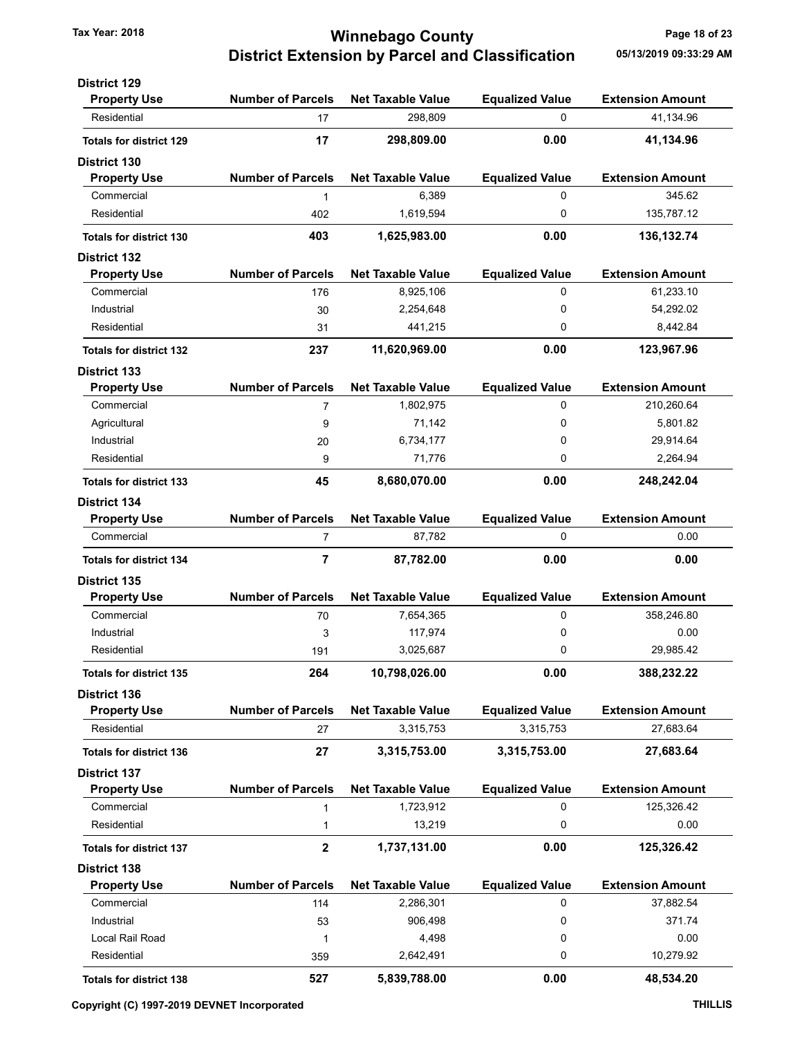# Winnebago County
## District Extension by Parcel and Classification

Tax Year: 2018

05/13/2019 09:33:29 AM

### District 129

| Property Use | Number of Parcels | Net Taxable Value | Equalized Value | Extension Amount |
|---|---|---|---|---|
| Residential | 17 | 298,809 | 0 | 41,134.96 |
| **Totals for district 129** | **17** | **298,809.00** | **0.00** | **41,134.96** |

### District 130

| Property Use | Number of Parcels | Net Taxable Value | Equalized Value | Extension Amount |
|---|---|---|---|---|
| Commercial | 1 | 6,389 | 0 | 345.62 |
| Residential | 402 | 1,619,594 | 0 | 135,787.12 |
| **Totals for district 130** | **403** | **1,625,983.00** | **0.00** | **136,132.74** |

### District 132

| Property Use | Number of Parcels | Net Taxable Value | Equalized Value | Extension Amount |
|---|---|---|---|---|
| Commercial | 176 | 8,925,106 | 0 | 61,233.10 |
| Industrial | 30 | 2,254,648 | 0 | 54,292.02 |
| Residential | 31 | 441,215 | 0 | 8,442.84 |
| **Totals for district 132** | **237** | **11,620,969.00** | **0.00** | **123,967.96** |

### District 133

| Property Use | Number of Parcels | Net Taxable Value | Equalized Value | Extension Amount |
|---|---|---|---|---|
| Commercial | 7 | 1,802,975 | 0 | 210,260.64 |
| Agricultural | 9 | 71,142 | 0 | 5,801.82 |
| Industrial | 20 | 6,734,177 | 0 | 29,914.64 |
| Residential | 9 | 71,776 | 0 | 2,264.94 |
| **Totals for district 133** | **45** | **8,680,070.00** | **0.00** | **248,242.04** |

### District 134

| Property Use | Number of Parcels | Net Taxable Value | Equalized Value | Extension Amount |
|---|---|---|---|---|
| Commercial | 7 | 87,782 | 0 | 0.00 |
| **Totals for district 134** | **7** | **87,782.00** | **0.00** | **0.00** |

### District 135

| Property Use | Number of Parcels | Net Taxable Value | Equalized Value | Extension Amount |
|---|---|---|---|---|
| Commercial | 70 | 7,654,365 | 0 | 358,246.80 |
| Industrial | 3 | 117,974 | 0 | 0.00 |
| Residential | 191 | 3,025,687 | 0 | 29,985.42 |
| **Totals for district 135** | **264** | **10,798,026.00** | **0.00** | **388,232.22** |

### District 136

| Property Use | Number of Parcels | Net Taxable Value | Equalized Value | Extension Amount |
|---|---|---|---|---|
| Residential | 27 | 3,315,753 | 3,315,753 | 27,683.64 |
| **Totals for district 136** | **27** | **3,315,753.00** | **3,315,753.00** | **27,683.64** |

### District 137

| Property Use | Number of Parcels | Net Taxable Value | Equalized Value | Extension Amount |
|---|---|---|---|---|
| Commercial | 1 | 1,723,912 | 0 | 125,326.42 |
| Residential | 1 | 13,219 | 0 | 0.00 |
| **Totals for district 137** | **2** | **1,737,131.00** | **0.00** | **125,326.42** |

### District 138

| Property Use | Number of Parcels | Net Taxable Value | Equalized Value | Extension Amount |
|---|---|---|---|---|
| Commercial | 114 | 2,286,301 | 0 | 37,882.54 |
| Industrial | 53 | 906,498 | 0 | 371.74 |
| Local Rail Road | 1 | 4,498 | 0 | 0.00 |
| Residential | 359 | 2,642,491 | 0 | 10,279.92 |
| **Totals for district 138** | **527** | **5,839,788.00** | **0.00** | **48,534.20** |

Copyright (C) 1997-2019 DEVNET Incorporated

THILLIS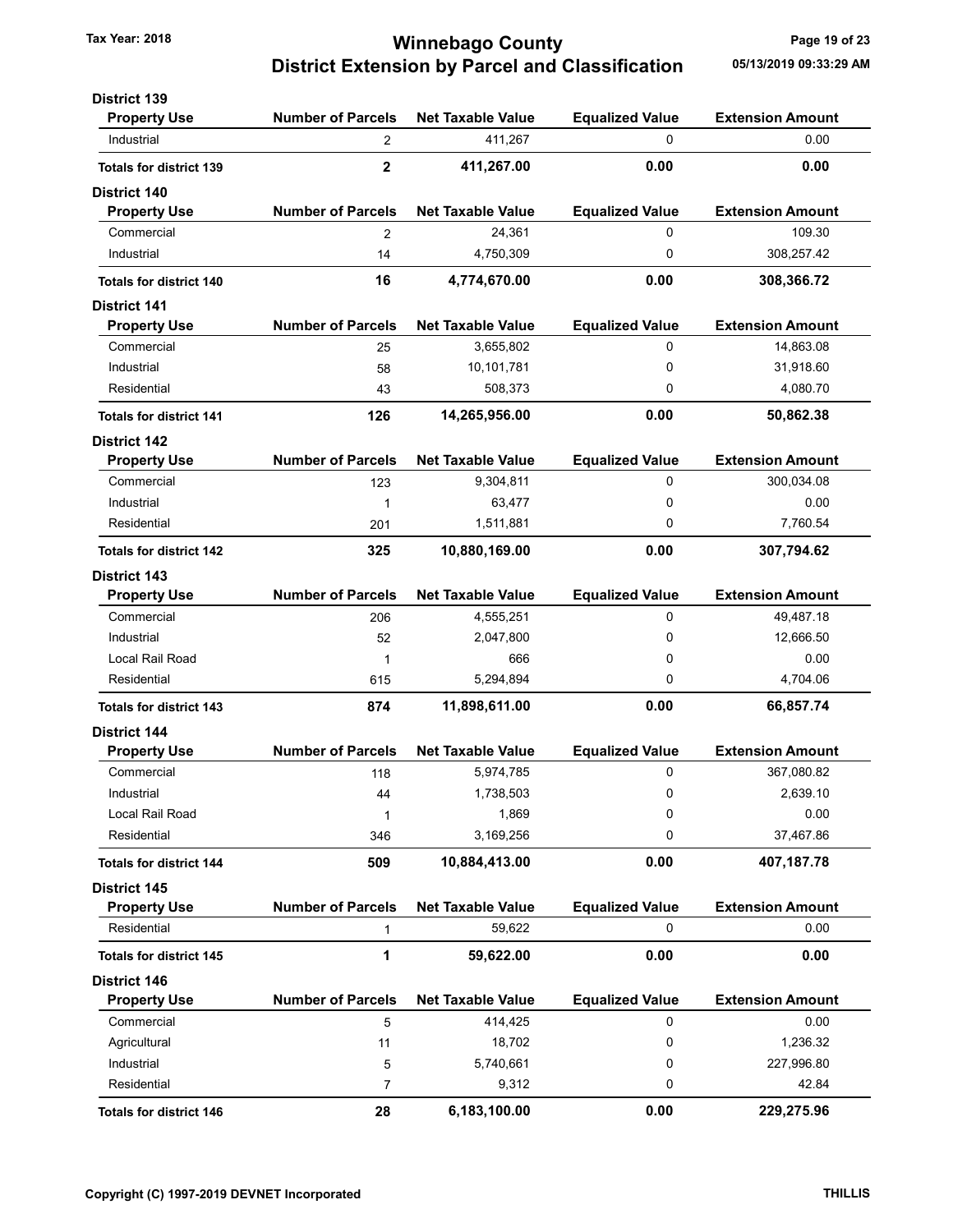# Winnebago County
## District Extension by Parcel and Classification

Tax Year: 2018

### District 139

| Property Use | Number of Parcels | Net Taxable Value | Equalized Value | Extension Amount |
|---|---|---|---|---|
| Industrial | 2 | 411,267 | 0 | 0.00 |
| **Totals for district 139** | **2** | **411,267.00** | **0.00** | **0.00** |

### District 140

| Property Use | Number of Parcels | Net Taxable Value | Equalized Value | Extension Amount |
|---|---|---|---|---|
| Commercial | 2 | 24,361 | 0 | 109.30 |
| Industrial | 14 | 4,750,309 | 0 | 308,257.42 |
| **Totals for district 140** | **16** | **4,774,670.00** | **0.00** | **308,366.72** |

### District 141

| Property Use | Number of Parcels | Net Taxable Value | Equalized Value | Extension Amount |
|---|---|---|---|---|
| Commercial | 25 | 3,655,802 | 0 | 14,863.08 |
| Industrial | 58 | 10,101,781 | 0 | 31,918.60 |
| Residential | 43 | 508,373 | 0 | 4,080.70 |
| **Totals for district 141** | **126** | **14,265,956.00** | **0.00** | **50,862.38** |

### District 142

| Property Use | Number of Parcels | Net Taxable Value | Equalized Value | Extension Amount |
|---|---|---|---|---|
| Commercial | 123 | 9,304,811 | 0 | 300,034.08 |
| Industrial | 1 | 63,477 | 0 | 0.00 |
| Residential | 201 | 1,511,881 | 0 | 7,760.54 |
| **Totals for district 142** | **325** | **10,880,169.00** | **0.00** | **307,794.62** |

### District 143

| Property Use | Number of Parcels | Net Taxable Value | Equalized Value | Extension Amount |
|---|---|---|---|---|
| Commercial | 206 | 4,555,251 | 0 | 49,487.18 |
| Industrial | 52 | 2,047,800 | 0 | 12,666.50 |
| Local Rail Road | 1 | 666 | 0 | 0.00 |
| Residential | 615 | 5,294,894 | 0 | 4,704.06 |
| **Totals for district 143** | **874** | **11,898,611.00** | **0.00** | **66,857.74** |

### District 144

| Property Use | Number of Parcels | Net Taxable Value | Equalized Value | Extension Amount |
|---|---|---|---|---|
| Commercial | 118 | 5,974,785 | 0 | 367,080.82 |
| Industrial | 44 | 1,738,503 | 0 | 2,639.10 |
| Local Rail Road | 1 | 1,869 | 0 | 0.00 |
| Residential | 346 | 3,169,256 | 0 | 37,467.86 |
| **Totals for district 144** | **509** | **10,884,413.00** | **0.00** | **407,187.78** |

### District 145

| Property Use | Number of Parcels | Net Taxable Value | Equalized Value | Extension Amount |
|---|---|---|---|---|
| Residential | 1 | 59,622 | 0 | 0.00 |
| **Totals for district 145** | **1** | **59,622.00** | **0.00** | **0.00** |

### District 146

| Property Use | Number of Parcels | Net Taxable Value | Equalized Value | Extension Amount |
|---|---|---|---|---|
| Commercial | 5 | 414,425 | 0 | 0.00 |
| Agricultural | 11 | 18,702 | 0 | 1,236.32 |
| Industrial | 5 | 5,740,661 | 0 | 227,996.80 |
| Residential | 7 | 9,312 | 0 | 42.84 |
| **Totals for district 146** | **28** | **6,183,100.00** | **0.00** | **229,275.96** |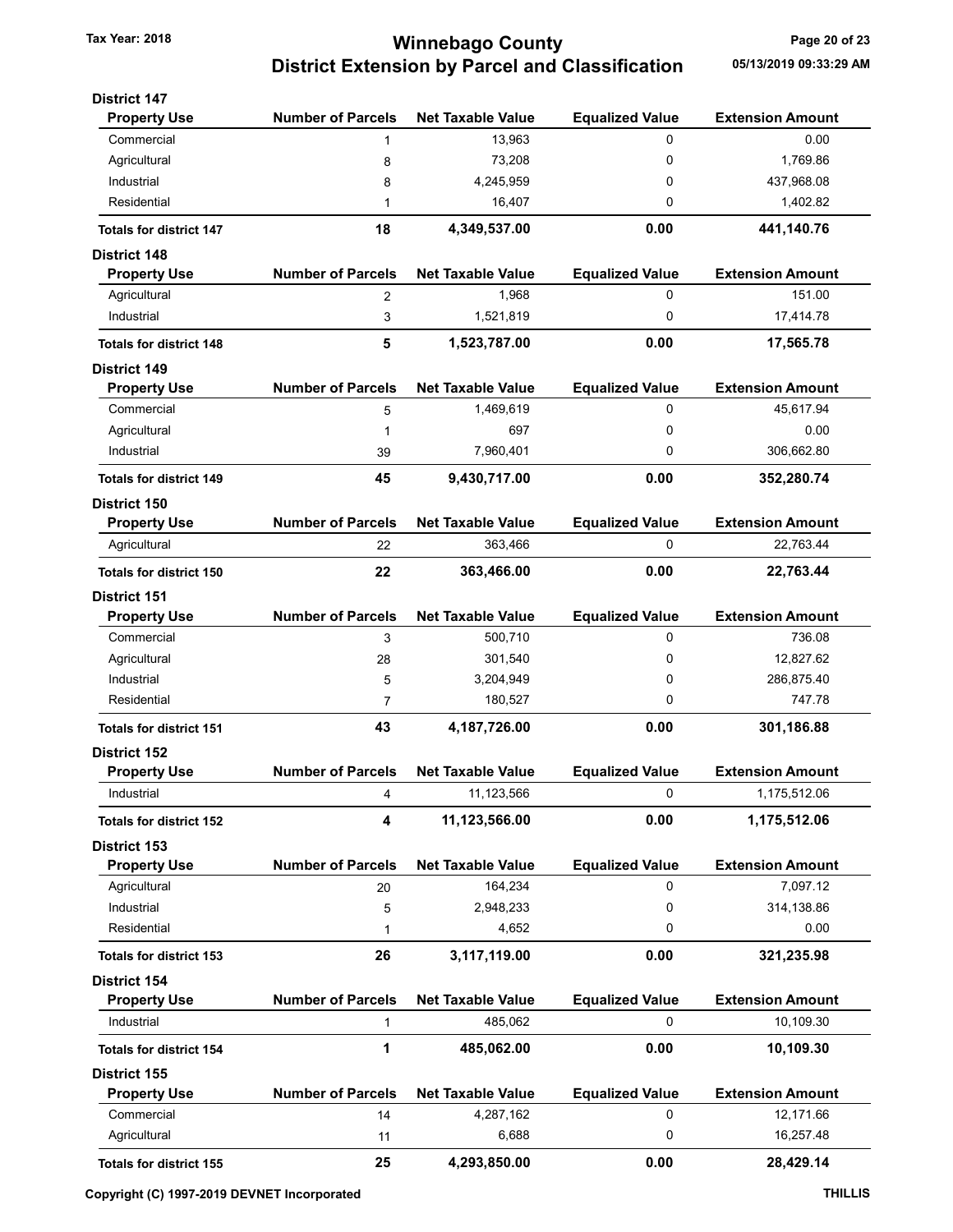# Winnebago County
## District Extension by Parcel and Classification

Tax Year: 2018

05/13/2019 09:33:29 AM

### District 147

| Property Use | Number of Parcels | Net Taxable Value | Equalized Value | Extension Amount |
|---|---|---|---|---|
| Commercial | 1 | 13,963 | 0 | 0.00 |
| Agricultural | 8 | 73,208 | 0 | 1,769.86 |
| Industrial | 8 | 4,245,959 | 0 | 437,968.08 |
| Residential | 1 | 16,407 | 0 | 1,402.82 |
| **Totals for district 147** | **18** | **4,349,537.00** | **0.00** | **441,140.76** |

### District 148

| Property Use | Number of Parcels | Net Taxable Value | Equalized Value | Extension Amount |
|---|---|---|---|---|
| Agricultural | 2 | 1,968 | 0 | 151.00 |
| Industrial | 3 | 1,521,819 | 0 | 17,414.78 |
| **Totals for district 148** | **5** | **1,523,787.00** | **0.00** | **17,565.78** |

### District 149

| Property Use | Number of Parcels | Net Taxable Value | Equalized Value | Extension Amount |
|---|---|---|---|---|
| Commercial | 5 | 1,469,619 | 0 | 45,617.94 |
| Agricultural | 1 | 697 | 0 | 0.00 |
| Industrial | 39 | 7,960,401 | 0 | 306,662.80 |
| **Totals for district 149** | **45** | **9,430,717.00** | **0.00** | **352,280.74** |

### District 150

| Property Use | Number of Parcels | Net Taxable Value | Equalized Value | Extension Amount |
|---|---|---|---|---|
| Agricultural | 22 | 363,466 | 0 | 22,763.44 |
| **Totals for district 150** | **22** | **363,466.00** | **0.00** | **22,763.44** |

### District 151

| Property Use | Number of Parcels | Net Taxable Value | Equalized Value | Extension Amount |
|---|---|---|---|---|
| Commercial | 3 | 500,710 | 0 | 736.08 |
| Agricultural | 28 | 301,540 | 0 | 12,827.62 |
| Industrial | 5 | 3,204,949 | 0 | 286,875.40 |
| Residential | 7 | 180,527 | 0 | 747.78 |
| **Totals for district 151** | **43** | **4,187,726.00** | **0.00** | **301,186.88** |

### District 152

| Property Use | Number of Parcels | Net Taxable Value | Equalized Value | Extension Amount |
|---|---|---|---|---|
| Industrial | 4 | 11,123,566 | 0 | 1,175,512.06 |
| **Totals for district 152** | **4** | **11,123,566.00** | **0.00** | **1,175,512.06** |

### District 153

| Property Use | Number of Parcels | Net Taxable Value | Equalized Value | Extension Amount |
|---|---|---|---|---|
| Agricultural | 20 | 164,234 | 0 | 7,097.12 |
| Industrial | 5 | 2,948,233 | 0 | 314,138.86 |
| Residential | 1 | 4,652 | 0 | 0.00 |
| **Totals for district 153** | **26** | **3,117,119.00** | **0.00** | **321,235.98** |

### District 154

| Property Use | Number of Parcels | Net Taxable Value | Equalized Value | Extension Amount |
|---|---|---|---|---|
| Industrial | 1 | 485,062 | 0 | 10,109.30 |
| **Totals for district 154** | **1** | **485,062.00** | **0.00** | **10,109.30** |

### District 155

| Property Use | Number of Parcels | Net Taxable Value | Equalized Value | Extension Amount |
|---|---|---|---|---|
| Commercial | 14 | 4,287,162 | 0 | 12,171.66 |
| Agricultural | 11 | 6,688 | 0 | 16,257.48 |
| **Totals for district 155** | **25** | **4,293,850.00** | **0.00** | **28,429.14** |

Copyright (C) 1997-2019 DEVNET Incorporated

THILLIS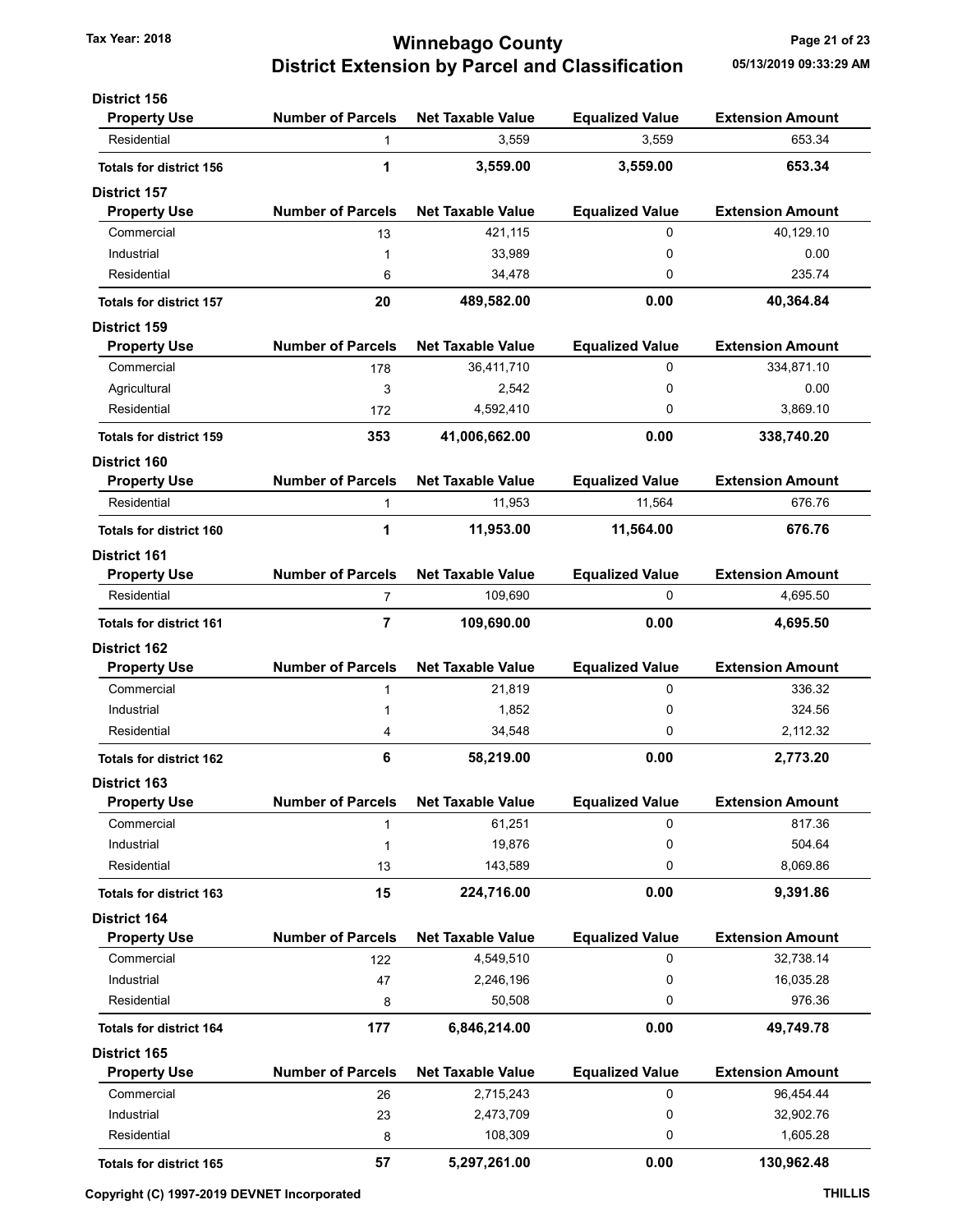# Winnebago County
## District Extension by Parcel and Classification

Tax Year: 2018

### District 156

| Property Use | Number of Parcels | Net Taxable Value | Equalized Value | Extension Amount |
|---|---|---|---|---|
| Residential | 1 | 3,559 | 3,559 | 653.34 |
| **Totals for district 156** | **1** | **3,559.00** | **3,559.00** | **653.34** |

### District 157

| Property Use | Number of Parcels | Net Taxable Value | Equalized Value | Extension Amount |
|---|---|---|---|---|
| Commercial | 13 | 421,115 | 0 | 40,129.10 |
| Industrial | 1 | 33,989 | 0 | 0.00 |
| Residential | 6 | 34,478 | 0 | 235.74 |
| **Totals for district 157** | **20** | **489,582.00** | **0.00** | **40,364.84** |

### District 159

| Property Use | Number of Parcels | Net Taxable Value | Equalized Value | Extension Amount |
|---|---|---|---|---|
| Commercial | 178 | 36,411,710 | 0 | 334,871.10 |
| Agricultural | 3 | 2,542 | 0 | 0.00 |
| Residential | 172 | 4,592,410 | 0 | 3,869.10 |
| **Totals for district 159** | **353** | **41,006,662.00** | **0.00** | **338,740.20** |

### District 160

| Property Use | Number of Parcels | Net Taxable Value | Equalized Value | Extension Amount |
|---|---|---|---|---|
| Residential | 1 | 11,953 | 11,564 | 676.76 |
| **Totals for district 160** | **1** | **11,953.00** | **11,564.00** | **676.76** |

### District 161

| Property Use | Number of Parcels | Net Taxable Value | Equalized Value | Extension Amount |
|---|---|---|---|---|
| Residential | 7 | 109,690 | 0 | 4,695.50 |
| **Totals for district 161** | **7** | **109,690.00** | **0.00** | **4,695.50** |

### District 162

| Property Use | Number of Parcels | Net Taxable Value | Equalized Value | Extension Amount |
|---|---|---|---|---|
| Commercial | 1 | 21,819 | 0 | 336.32 |
| Industrial | 1 | 1,852 | 0 | 324.56 |
| Residential | 4 | 34,548 | 0 | 2,112.32 |
| **Totals for district 162** | **6** | **58,219.00** | **0.00** | **2,773.20** |

### District 163

| Property Use | Number of Parcels | Net Taxable Value | Equalized Value | Extension Amount |
|---|---|---|---|---|
| Commercial | 1 | 61,251 | 0 | 817.36 |
| Industrial | 1 | 19,876 | 0 | 504.64 |
| Residential | 13 | 143,589 | 0 | 8,069.86 |
| **Totals for district 163** | **15** | **224,716.00** | **0.00** | **9,391.86** |

### District 164

| Property Use | Number of Parcels | Net Taxable Value | Equalized Value | Extension Amount |
|---|---|---|---|---|
| Commercial | 122 | 4,549,510 | 0 | 32,738.14 |
| Industrial | 47 | 2,246,196 | 0 | 16,035.28 |
| Residential | 8 | 50,508 | 0 | 976.36 |
| **Totals for district 164** | **177** | **6,846,214.00** | **0.00** | **49,749.78** |

### District 165

| Property Use | Number of Parcels | Net Taxable Value | Equalized Value | Extension Amount |
|---|---|---|---|---|
| Commercial | 26 | 2,715,243 | 0 | 96,454.44 |
| Industrial | 23 | 2,473,709 | 0 | 32,902.76 |
| Residential | 8 | 108,309 | 0 | 1,605.28 |
| **Totals for district 165** | **57** | **5,297,261.00** | **0.00** | **130,962.48** |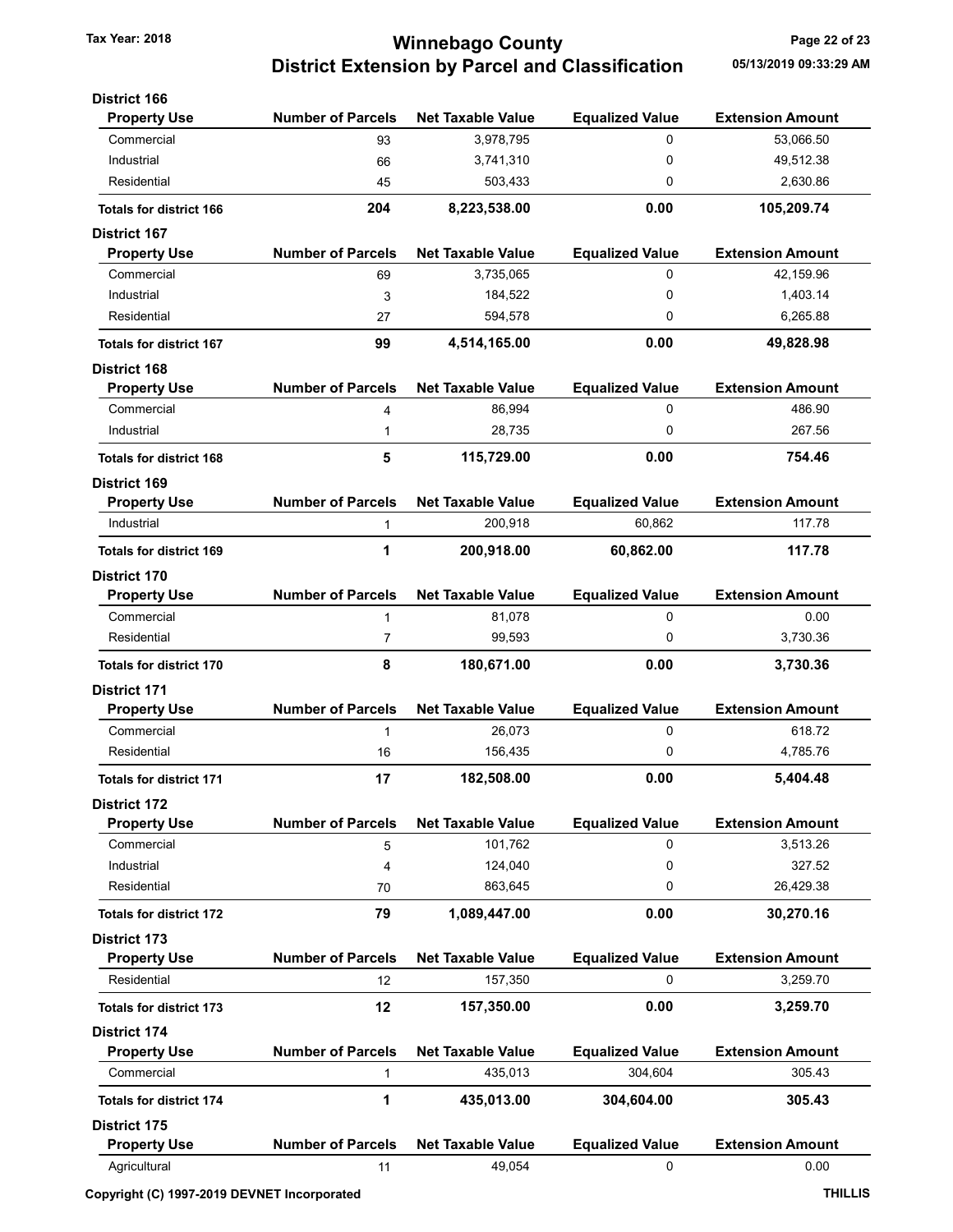# Winnebago County
## District Extension by Parcel and Classification

Tax Year: 2018

05/13/2019 09:33:29 AM

### District 166

| Property Use | Number of Parcels | Net Taxable Value | Equalized Value | Extension Amount |
|---|---|---|---|---|
| Commercial | 93 | 3,978,795 | 0 | 53,066.50 |
| Industrial | 66 | 3,741,310 | 0 | 49,512.38 |
| Residential | 45 | 503,433 | 0 | 2,630.86 |
| **Totals for district 166** | **204** | **8,223,538.00** | **0.00** | **105,209.74** |

### District 167

| Property Use | Number of Parcels | Net Taxable Value | Equalized Value | Extension Amount |
|---|---|---|---|---|
| Commercial | 69 | 3,735,065 | 0 | 42,159.96 |
| Industrial | 3 | 184,522 | 0 | 1,403.14 |
| Residential | 27 | 594,578 | 0 | 6,265.88 |
| **Totals for district 167** | **99** | **4,514,165.00** | **0.00** | **49,828.98** |

### District 168

| Property Use | Number of Parcels | Net Taxable Value | Equalized Value | Extension Amount |
|---|---|---|---|---|
| Commercial | 4 | 86,994 | 0 | 486.90 |
| Industrial | 1 | 28,735 | 0 | 267.56 |
| **Totals for district 168** | **5** | **115,729.00** | **0.00** | **754.46** |

### District 169

| Property Use | Number of Parcels | Net Taxable Value | Equalized Value | Extension Amount |
|---|---|---|---|---|
| Industrial | 1 | 200,918 | 60,862 | 117.78 |
| **Totals for district 169** | **1** | **200,918.00** | **60,862.00** | **117.78** |

### District 170

| Property Use | Number of Parcels | Net Taxable Value | Equalized Value | Extension Amount |
|---|---|---|---|---|
| Commercial | 1 | 81,078 | 0 | 0.00 |
| Residential | 7 | 99,593 | 0 | 3,730.36 |
| **Totals for district 170** | **8** | **180,671.00** | **0.00** | **3,730.36** |

### District 171

| Property Use | Number of Parcels | Net Taxable Value | Equalized Value | Extension Amount |
|---|---|---|---|---|
| Commercial | 1 | 26,073 | 0 | 618.72 |
| Residential | 16 | 156,435 | 0 | 4,785.76 |
| **Totals for district 171** | **17** | **182,508.00** | **0.00** | **5,404.48** |

### District 172

| Property Use | Number of Parcels | Net Taxable Value | Equalized Value | Extension Amount |
|---|---|---|---|---|
| Commercial | 5 | 101,762 | 0 | 3,513.26 |
| Industrial | 4 | 124,040 | 0 | 327.52 |
| Residential | 70 | 863,645 | 0 | 26,429.38 |
| **Totals for district 172** | **79** | **1,089,447.00** | **0.00** | **30,270.16** |

### District 173

| Property Use | Number of Parcels | Net Taxable Value | Equalized Value | Extension Amount |
|---|---|---|---|---|
| Residential | 12 | 157,350 | 0 | 3,259.70 |
| **Totals for district 173** | **12** | **157,350.00** | **0.00** | **3,259.70** |

### District 174

| Property Use | Number of Parcels | Net Taxable Value | Equalized Value | Extension Amount |
|---|---|---|---|---|
| Commercial | 1 | 435,013 | 304,604 | 305.43 |
| **Totals for district 174** | **1** | **435,013.00** | **304,604.00** | **305.43** |

### District 175

| Property Use | Number of Parcels | Net Taxable Value | Equalized Value | Extension Amount |
|---|---|---|---|---|
| Agricultural | 11 | 49,054 | 0 | 0.00 |

Copyright (C) 1997-2019 DEVNET Incorporated

THILLIS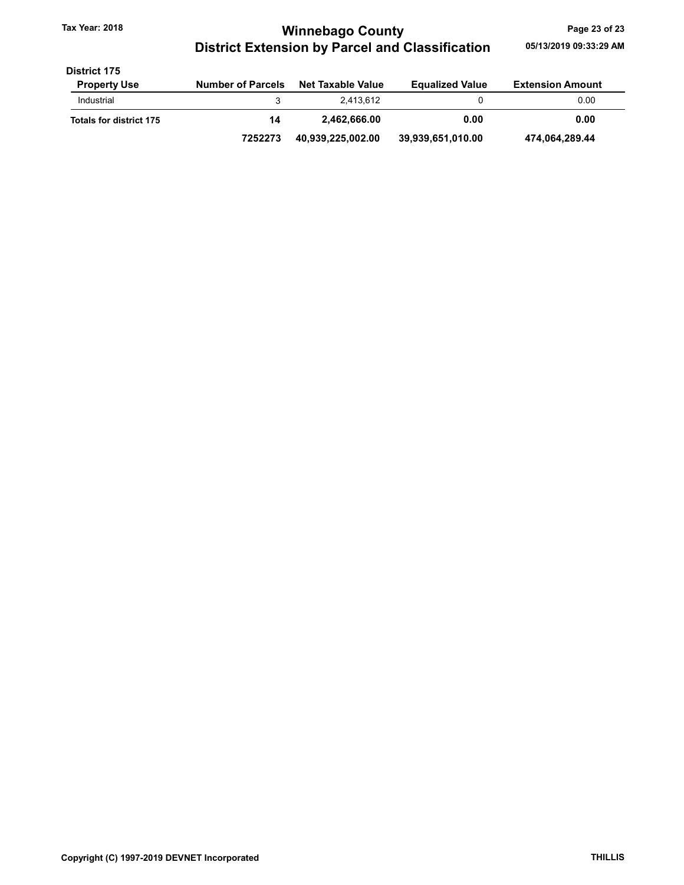**District 175**

| Property Use | Number of Parcels | Net Taxable Value | Equalized Value | Extension Amount |
|---|---|---|---|---|
| Industrial | 3 | 2,413,612 | 0 | 0.00 |
| **Totals for district 175** | **14** | **2,462,666.00** | **0.00** | **0.00** |
| | **7252273** | **40,939,225,002.00** | **39,939,651,010.00** | **474,064,289.44** |

**Copyright (C) 1997-2019 DEVNET Incorporated** **THILLIS**